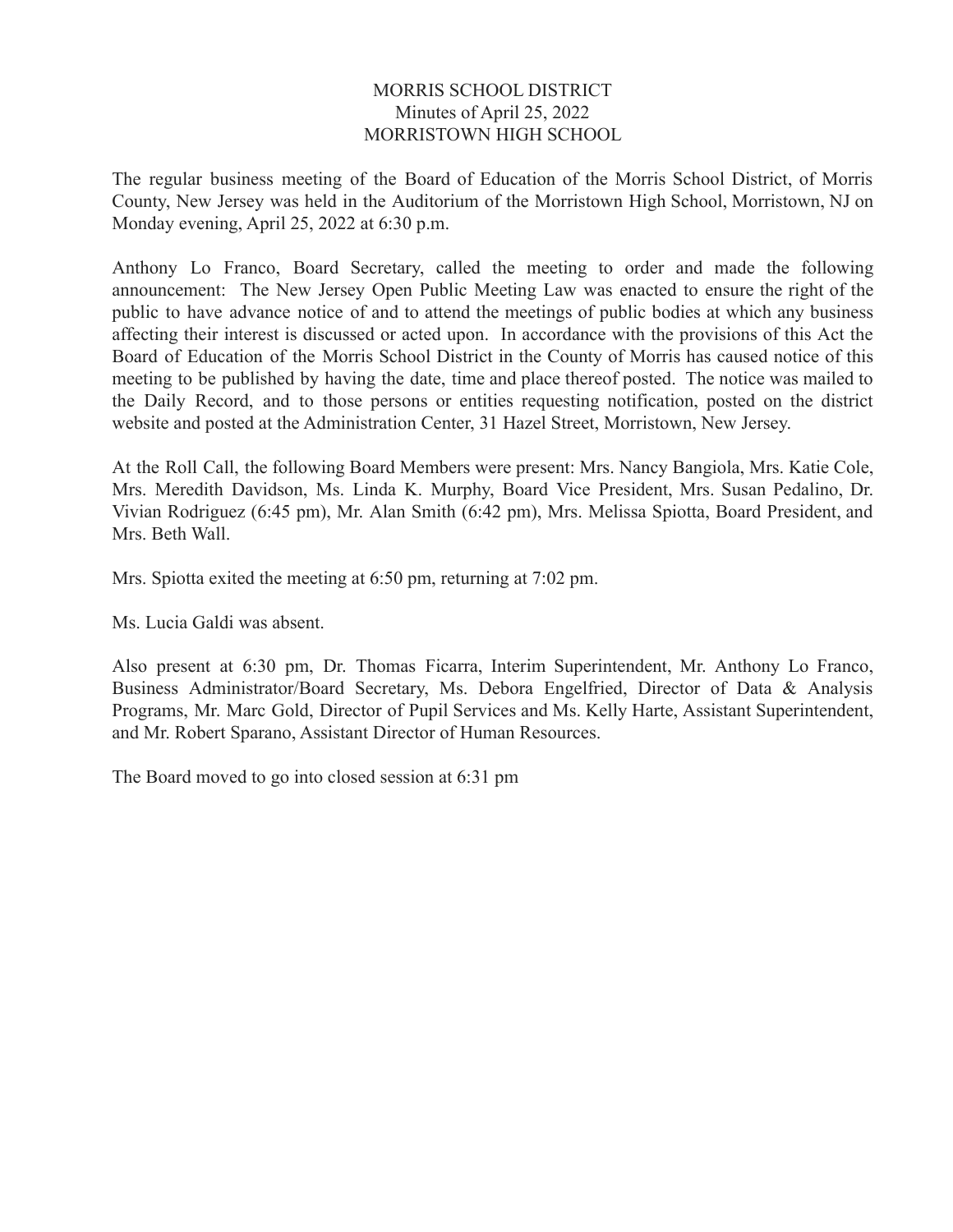# MORRIS SCHOOL DISTRICT

## Minutes of April 25, 2022

## MORRISTOWN HIGH SCHOOL

The regular business meeting of the Board of Education of the Morris School District, of Morris County, New Jersey was held in the Auditorium of the Morristown High School, Morristown, NJ on Monday evening, April 25, 2022 at 6:30 p.m.

Anthony Lo Franco, Board Secretary, called the meeting to order and made the following announcement: The New Jersey Open Public Meeting Law was enacted to ensure the right of the public to have advance notice of and to attend the meetings of public bodies at which any business affecting their interest is discussed or acted upon. In accordance with the provisions of this Act the Board of Education of the Morris School District in the County of Morris has caused notice of this meeting to be published by having the date, time and place thereof posted. The notice was mailed to the Daily Record, and to those persons or entities requesting notification, posted on the district website and posted at the Administration Center, 31 Hazel Street, Morristown, New Jersey.

At the Roll Call, the following Board Members were present: Mrs. Nancy Bangiola, Mrs. Katie Cole, Mrs. Meredith Davidson, Ms. Linda K. Murphy, Board Vice President, Mrs. Susan Pedalino, Dr. Vivian Rodriguez (6:45 pm), Mr. Alan Smith (6:42 pm), Mrs. Melissa Spiotta, Board President, and Mrs. Beth Wall.

Mrs. Spiotta exited the meeting at 6:50 pm, returning at 7:02 pm.

Ms. Lucia Galdi was absent.

Also present at 6:30 pm, Dr. Thomas Ficarra, Interim Superintendent, Mr. Anthony Lo Franco, Business Administrator/Board Secretary, Ms. Debora Engelfried, Director of Data & Analysis Programs, Mr. Marc Gold, Director of Pupil Services and Ms. Kelly Harte, Assistant Superintendent, and Mr. Robert Sparano, Assistant Director of Human Resources.

The Board moved to go into closed session at 6:31 pm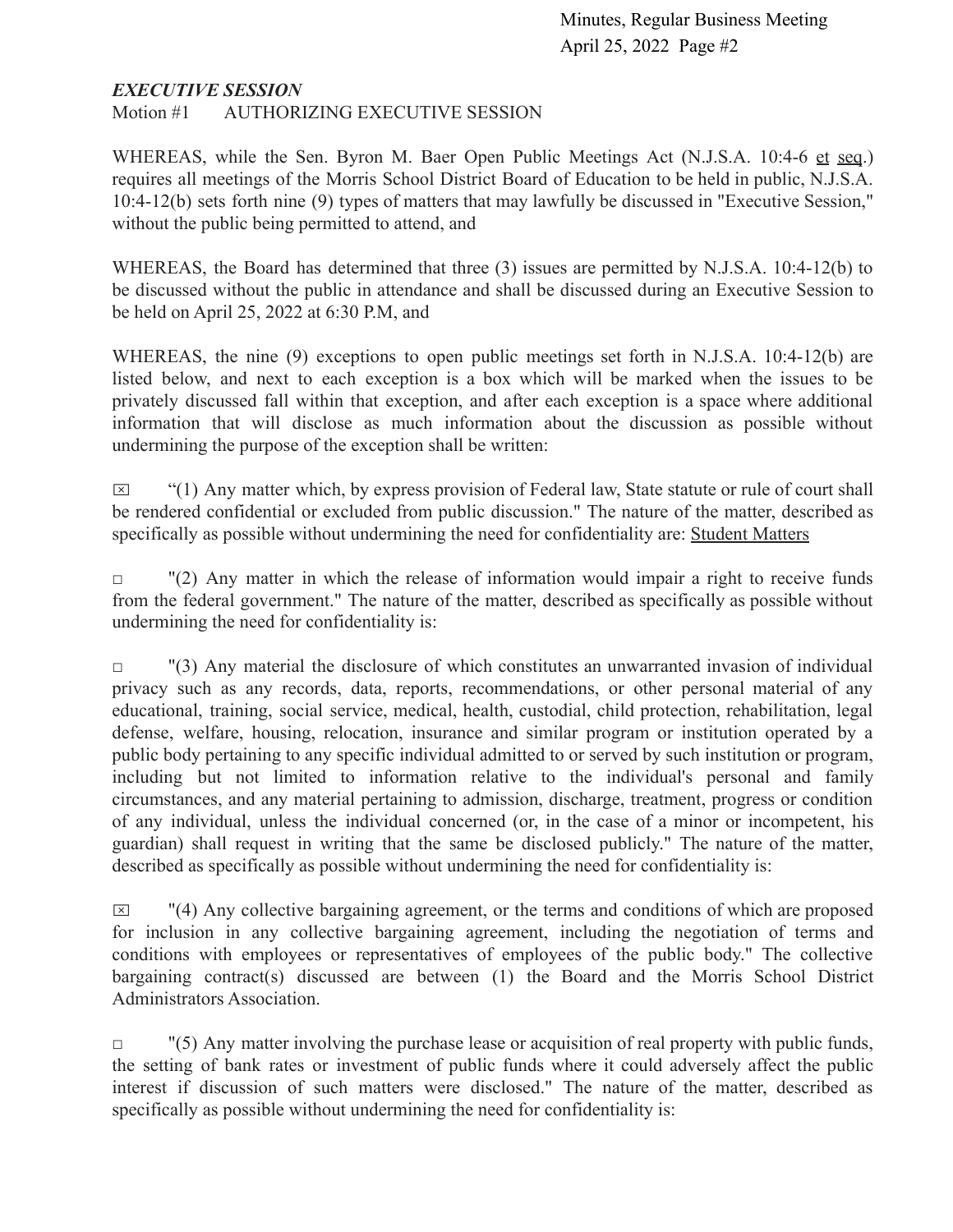***EXECUTIVE SESSION***

Motion #1 AUTHORIZING EXECUTIVE SESSION

WHEREAS, while the Sen. Byron M. Baer Open Public Meetings Act (N.J.S.A. 10:4-6 et seq.) requires all meetings of the Morris School District Board of Education to be held in public, N.J.S.A. 10:4-12(b) sets forth nine (9) types of matters that may lawfully be discussed in "Executive Session," without the public being permitted to attend, and

WHEREAS, the Board has determined that three (3) issues are permitted by N.J.S.A. 10:4-12(b) to be discussed without the public in attendance and shall be discussed during an Executive Session to be held on April 25, 2022 at 6:30 P.M, and

WHEREAS, the nine (9) exceptions to open public meetings set forth in N.J.S.A. 10:4-12(b) are listed below, and next to each exception is a box which will be marked when the issues to be privately discussed fall within that exception, and after each exception is a space where additional information that will disclose as much information about the discussion as possible without undermining the purpose of the exception shall be written:

☒ "(1) Any matter which, by express provision of Federal law, State statute or rule of court shall be rendered confidential or excluded from public discussion." The nature of the matter, described as specifically as possible without undermining the need for confidentiality are: Student Matters

☐ "(2) Any matter in which the release of information would impair a right to receive funds from the federal government." The nature of the matter, described as specifically as possible without undermining the need for confidentiality is:

☐ "(3) Any material the disclosure of which constitutes an unwarranted invasion of individual privacy such as any records, data, reports, recommendations, or other personal material of any educational, training, social service, medical, health, custodial, child protection, rehabilitation, legal defense, welfare, housing, relocation, insurance and similar program or institution operated by a public body pertaining to any specific individual admitted to or served by such institution or program, including but not limited to information relative to the individual's personal and family circumstances, and any material pertaining to admission, discharge, treatment, progress or condition of any individual, unless the individual concerned (or, in the case of a minor or incompetent, his guardian) shall request in writing that the same be disclosed publicly." The nature of the matter, described as specifically as possible without undermining the need for confidentiality is:

☒ "(4) Any collective bargaining agreement, or the terms and conditions of which are proposed for inclusion in any collective bargaining agreement, including the negotiation of terms and conditions with employees or representatives of employees of the public body." The collective bargaining contract(s) discussed are between (1) the Board and the Morris School District Administrators Association.

☐ "(5) Any matter involving the purchase lease or acquisition of real property with public funds, the setting of bank rates or investment of public funds where it could adversely affect the public interest if discussion of such matters were disclosed." The nature of the matter, described as specifically as possible without undermining the need for confidentiality is: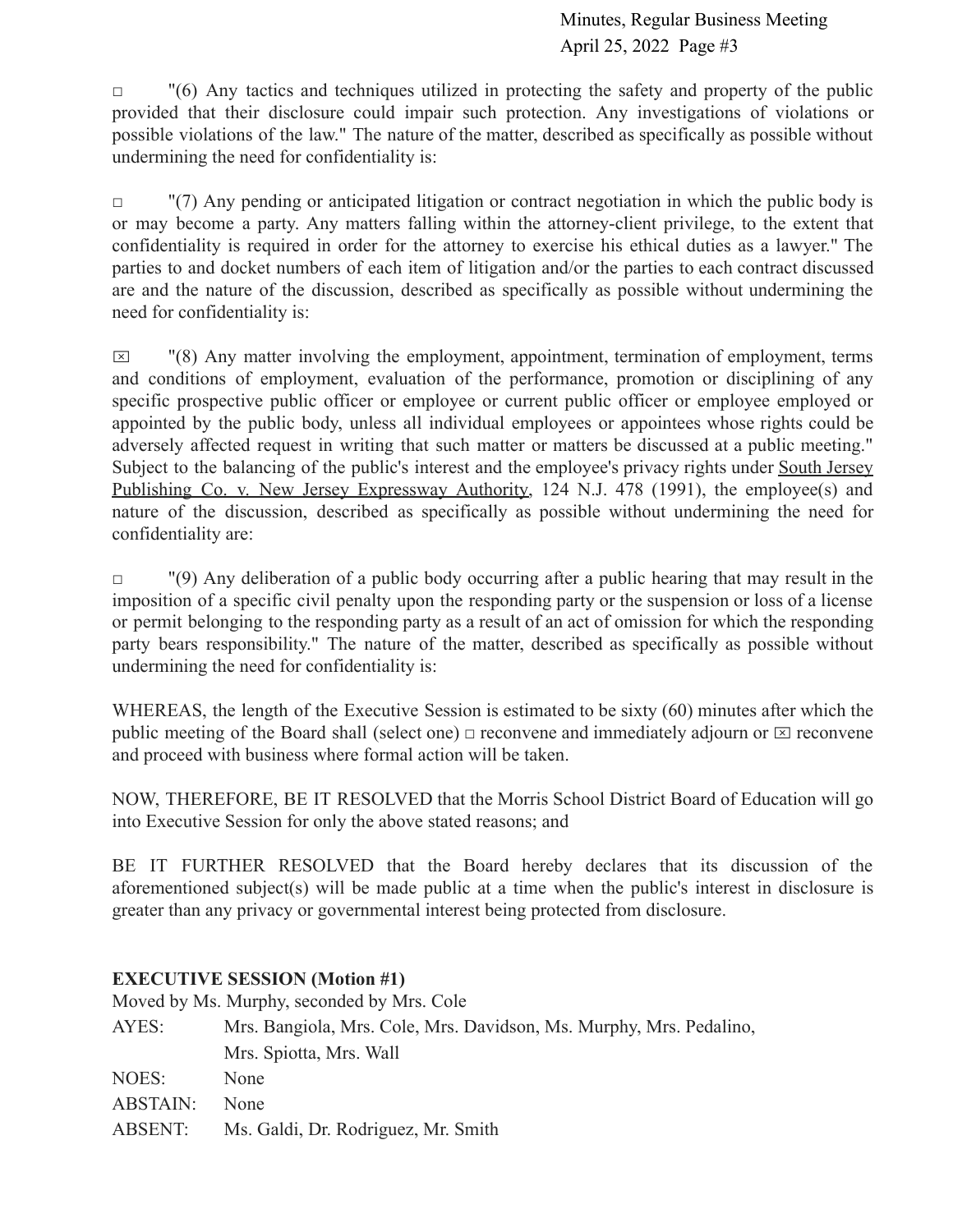☐ "(6) Any tactics and techniques utilized in protecting the safety and property of the public provided that their disclosure could impair such protection. Any investigations of violations or possible violations of the law." The nature of the matter, described as specifically as possible without undermining the need for confidentiality is:

☐ "(7) Any pending or anticipated litigation or contract negotiation in which the public body is or may become a party. Any matters falling within the attorney-client privilege, to the extent that confidentiality is required in order for the attorney to exercise his ethical duties as a lawyer." The parties to and docket numbers of each item of litigation and/or the parties to each contract discussed are and the nature of the discussion, described as specifically as possible without undermining the need for confidentiality is:

☒ "(8) Any matter involving the employment, appointment, termination of employment, terms and conditions of employment, evaluation of the performance, promotion or disciplining of any specific prospective public officer or employee or current public officer or employee employed or appointed by the public body, unless all individual employees or appointees whose rights could be adversely affected request in writing that such matter or matters be discussed at a public meeting." Subject to the balancing of the public's interest and the employee's privacy rights under South Jersey Publishing Co. v. New Jersey Expressway Authority, 124 N.J. 478 (1991), the employee(s) and nature of the discussion, described as specifically as possible without undermining the need for confidentiality are:

☐ "(9) Any deliberation of a public body occurring after a public hearing that may result in the imposition of a specific civil penalty upon the responding party or the suspension or loss of a license or permit belonging to the responding party as a result of an act of omission for which the responding party bears responsibility." The nature of the matter, described as specifically as possible without undermining the need for confidentiality is:

WHEREAS, the length of the Executive Session is estimated to be sixty (60) minutes after which the public meeting of the Board shall (select one) ☐ reconvene and immediately adjourn or ☒ reconvene and proceed with business where formal action will be taken.

NOW, THEREFORE, BE IT RESOLVED that the Morris School District Board of Education will go into Executive Session for only the above stated reasons; and

BE IT FURTHER RESOLVED that the Board hereby declares that its discussion of the aforementioned subject(s) will be made public at a time when the public's interest in disclosure is greater than any privacy or governmental interest being protected from disclosure.

**EXECUTIVE SESSION (Motion #1)**

Moved by Ms. Murphy, seconded by Mrs. Cole

| | |
|---|---|
| AYES: | Mrs. Bangiola, Mrs. Cole, Mrs. Davidson, Ms. Murphy, Mrs. Pedalino, Mrs. Spiotta, Mrs. Wall |
| NOES: | None |
| ABSTAIN: | None |
| ABSENT: | Ms. Galdi, Dr. Rodriguez, Mr. Smith |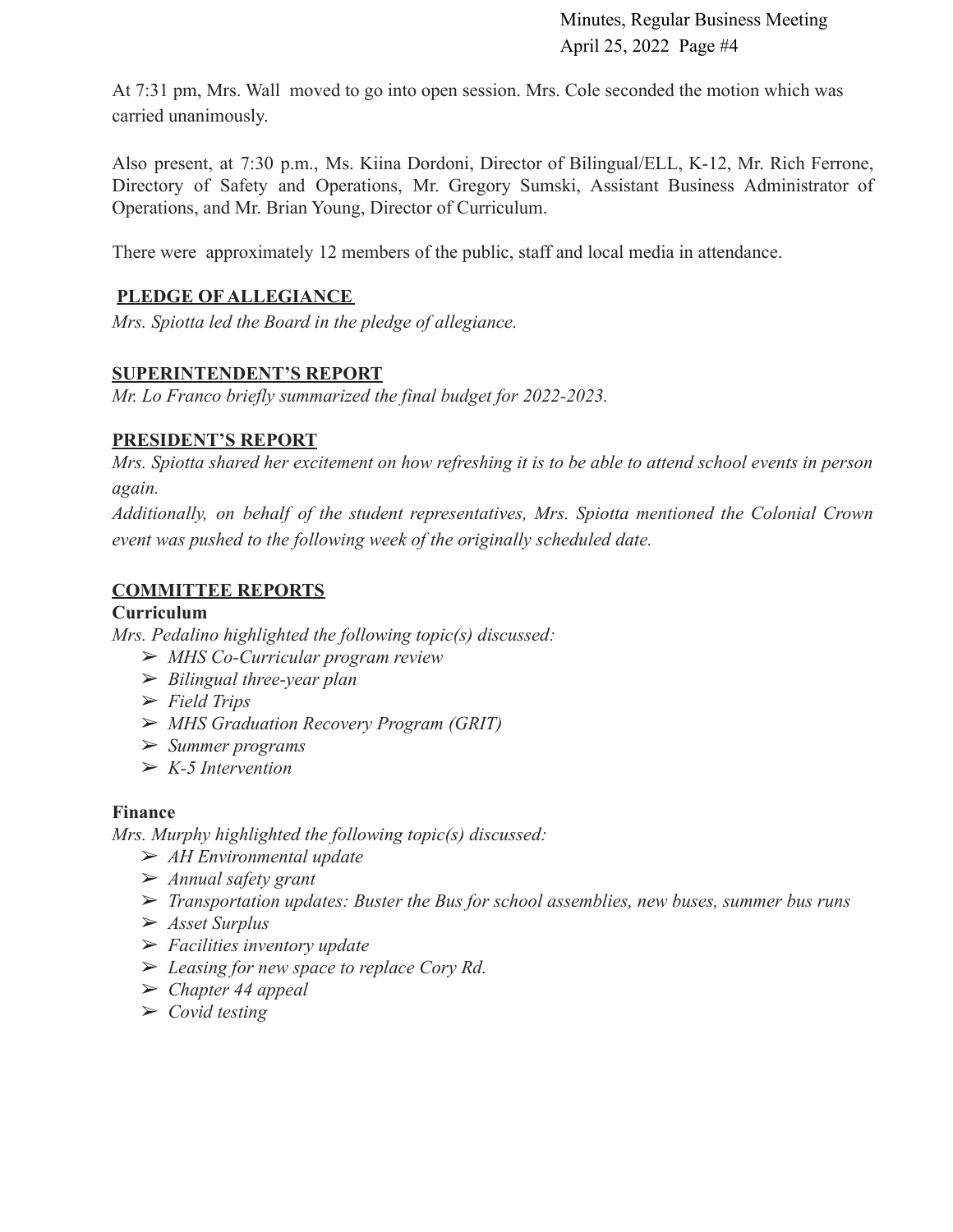At 7:31 pm, Mrs. Wall moved to go into open session. Mrs. Cole seconded the motion which was carried unanimously.

Also present, at 7:30 p.m., Ms. Kiina Dordoni, Director of Bilingual/ELL, K-12, Mr. Rich Ferrone, Directory of Safety and Operations, Mr. Gregory Sumski, Assistant Business Administrator of Operations, and Mr. Brian Young, Director of Curriculum.

There were approximately 12 members of the public, staff and local media in attendance.

## PLEDGE OF ALLEGIANCE

*Mrs. Spiotta led the Board in the pledge of allegiance.*

## SUPERINTENDENT'S REPORT

*Mr. Lo Franco briefly summarized the final budget for 2022-2023.*

## PRESIDENT'S REPORT

*Mrs. Spiotta shared her excitement on how refreshing it is to be able to attend school events in person again.*

*Additionally, on behalf of the student representatives, Mrs. Spiotta mentioned the Colonial Crown event was pushed to the following week of the originally scheduled date.*

## COMMITTEE REPORTS

### Curriculum

*Mrs. Pedalino highlighted the following topic(s) discussed:*

- ➢ *MHS Co-Curricular program review*
- ➢ *Bilingual three-year plan*
- ➢ *Field Trips*
- ➢ *MHS Graduation Recovery Program (GRIT)*
- ➢ *Summer programs*
- ➢ *K-5 Intervention*

### Finance

*Mrs. Murphy highlighted the following topic(s) discussed:*

- ➢ *AH Environmental update*
- ➢ *Annual safety grant*
- ➢ *Transportation updates: Buster the Bus for school assemblies, new buses, summer bus runs*
- ➢ *Asset Surplus*
- ➢ *Facilities inventory update*
- ➢ *Leasing for new space to replace Cory Rd.*
- ➢ *Chapter 44 appeal*
- ➢ *Covid testing*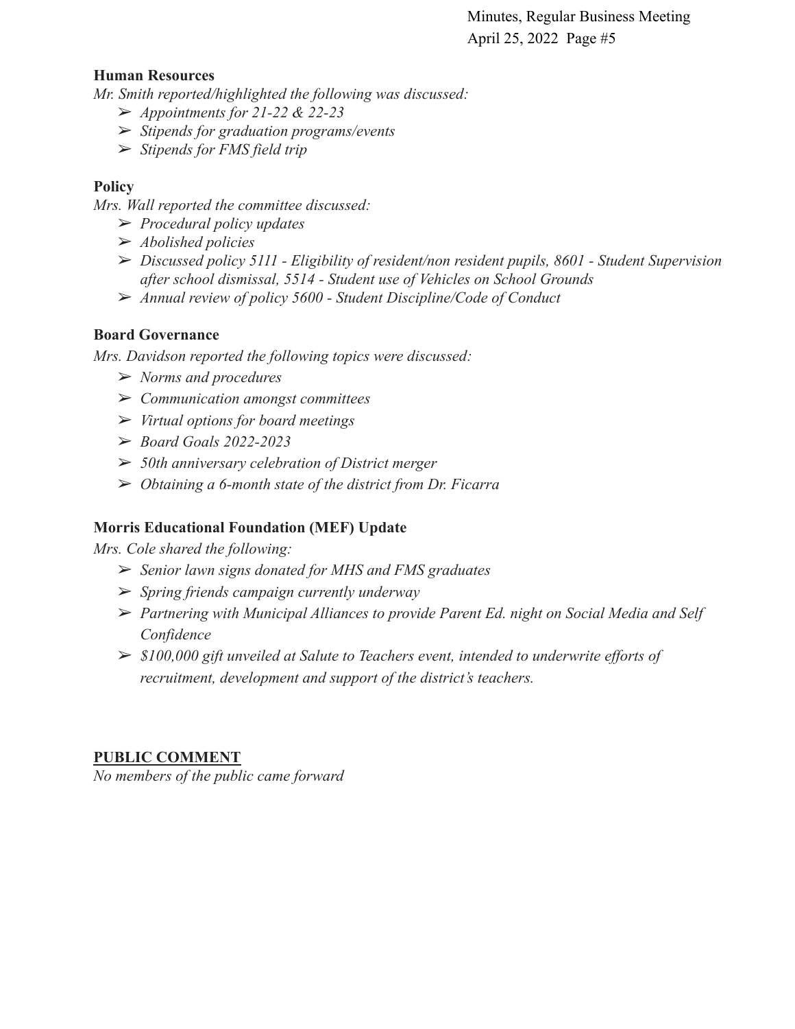**Human Resources**

*Mr. Smith reported/highlighted the following was discussed:*

- *Appointments for 21-22 & 22-23*
- *Stipends for graduation programs/events*
- *Stipends for FMS field trip*

**Policy**

*Mrs. Wall reported the committee discussed:*

- *Procedural policy updates*
- *Abolished policies*
- *Discussed policy 5111 - Eligibility of resident/non resident pupils, 8601 - Student Supervision after school dismissal, 5514 - Student use of Vehicles on School Grounds*
- *Annual review of policy 5600 - Student Discipline/Code of Conduct*

**Board Governance**

*Mrs. Davidson reported the following topics were discussed:*

- *Norms and procedures*
- *Communication amongst committees*
- *Virtual options for board meetings*
- *Board Goals 2022-2023*
- *50th anniversary celebration of District merger*
- *Obtaining a 6-month state of the district from Dr. Ficarra*

**Morris Educational Foundation (MEF) Update**

*Mrs. Cole shared the following:*

- *Senior lawn signs donated for MHS and FMS graduates*
- *Spring friends campaign currently underway*
- *Partnering with Municipal Alliances to provide Parent Ed. night on Social Media and Self Confidence*
- *$100,000 gift unveiled at Salute to Teachers event, intended to underwrite efforts of recruitment, development and support of the district's teachers.*

**PUBLIC COMMENT**

*No members of the public came forward*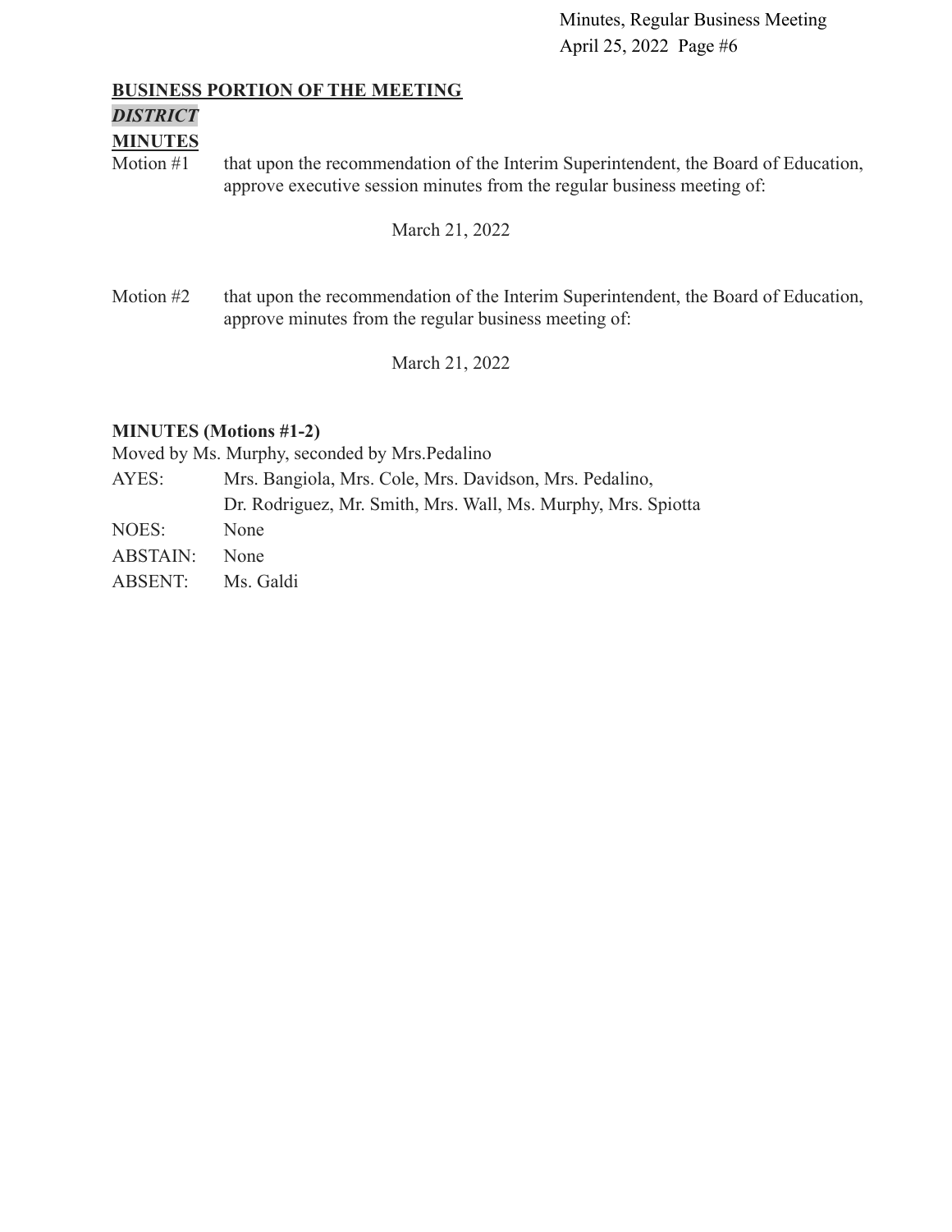**BUSINESS PORTION OF THE MEETING**

***DISTRICT***

**MINUTES**

Motion #1 that upon the recommendation of the Interim Superintendent, the Board of Education, approve executive session minutes from the regular business meeting of:

March 21, 2022

Motion #2 that upon the recommendation of the Interim Superintendent, the Board of Education, approve minutes from the regular business meeting of:

March 21, 2022

**MINUTES (Motions #1-2)**

Moved by Ms. Murphy, seconded by Mrs.Pedalino

AYES: Mrs. Bangiola, Mrs. Cole, Mrs. Davidson, Mrs. Pedalino, Dr. Rodriguez, Mr. Smith, Mrs. Wall, Ms. Murphy, Mrs. Spiotta

NOES: None

ABSTAIN: None

ABSENT: Ms. Galdi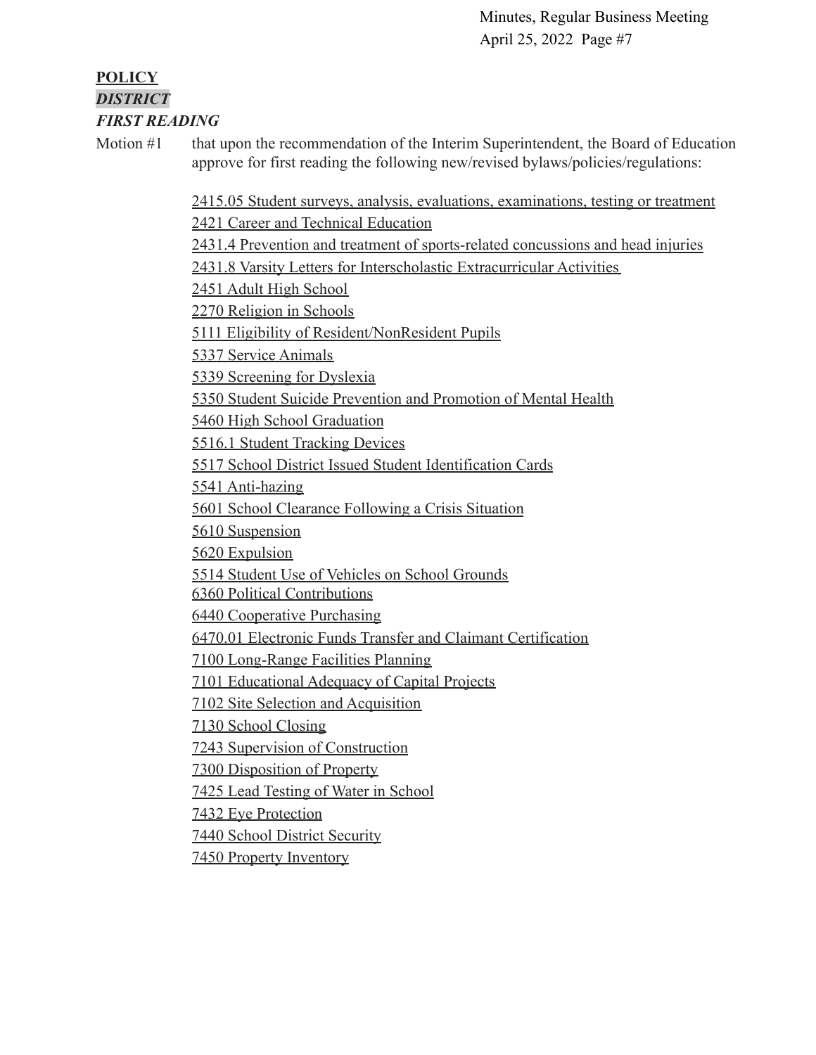**POLICY**

***DISTRICT***

***FIRST READING***

Motion #1 that upon the recommendation of the Interim Superintendent, the Board of Education approve for first reading the following new/revised bylaws/policies/regulations:

2415.05 Student surveys, analysis, evaluations, examinations, testing or treatment
2421 Career and Technical Education
2431.4 Prevention and treatment of sports-related concussions and head injuries
2431.8 Varsity Letters for Interscholastic Extracurricular Activities
2451 Adult High School
2270 Religion in Schools
5111 Eligibility of Resident/NonResident Pupils
5337 Service Animals
5339 Screening for Dyslexia
5350 Student Suicide Prevention and Promotion of Mental Health
5460 High School Graduation
5516.1 Student Tracking Devices
5517 School District Issued Student Identification Cards
5541 Anti-hazing
5601 School Clearance Following a Crisis Situation
5610 Suspension
5620 Expulsion
5514 Student Use of Vehicles on School Grounds
6360 Political Contributions
6440 Cooperative Purchasing
6470.01 Electronic Funds Transfer and Claimant Certification
7100 Long-Range Facilities Planning
7101 Educational Adequacy of Capital Projects
7102 Site Selection and Acquisition
7130 School Closing
7243 Supervision of Construction
7300 Disposition of Property
7425 Lead Testing of Water in School
7432 Eye Protection
7440 School District Security
7450 Property Inventory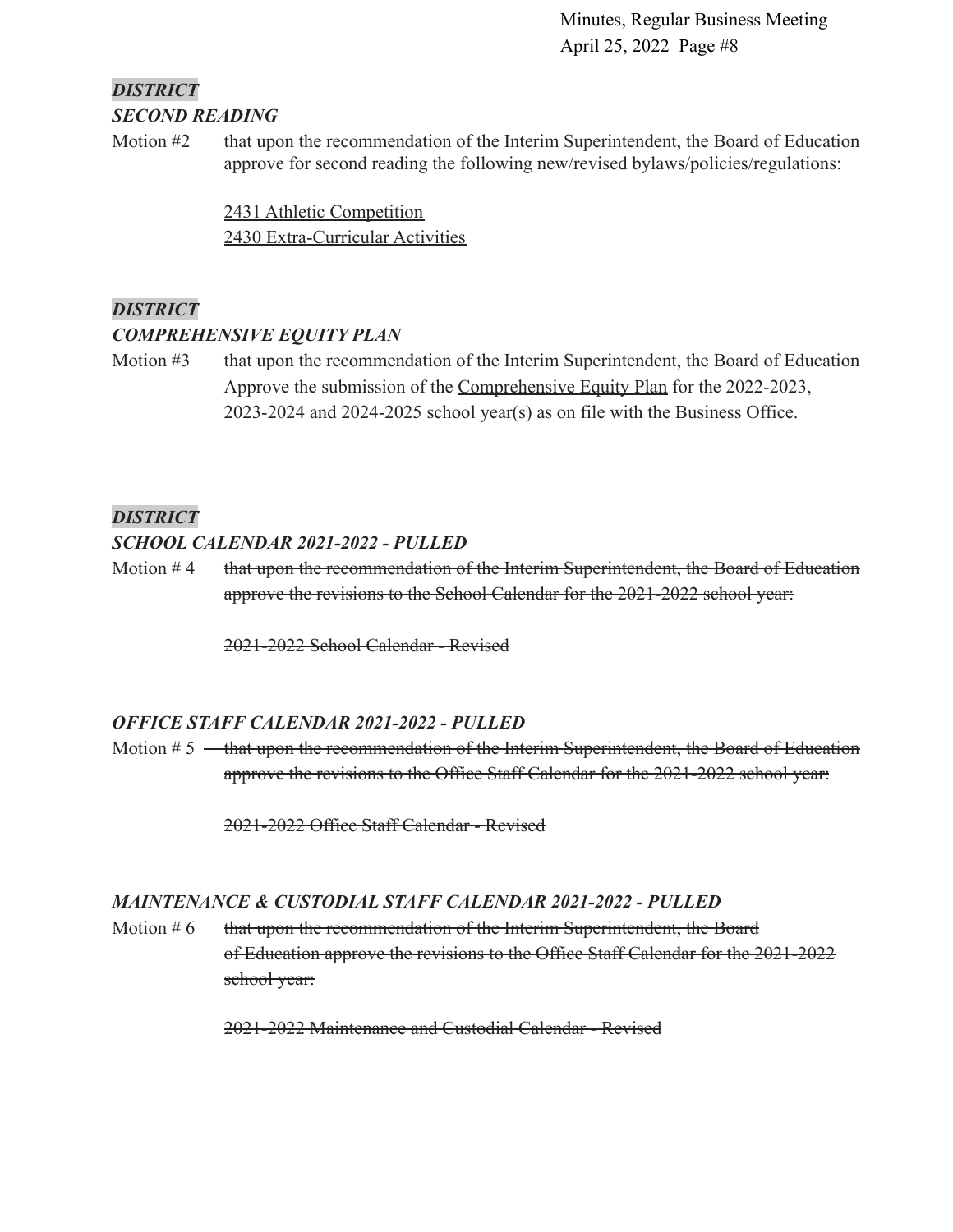***DISTRICT***
***SECOND READING***

Motion #2 that upon the recommendation of the Interim Superintendent, the Board of Education approve for second reading the following new/revised bylaws/policies/regulations:

2431 Athletic Competition
2430 Extra-Curricular Activities

***DISTRICT***
***COMPREHENSIVE EQUITY PLAN***

Motion #3 that upon the recommendation of the Interim Superintendent, the Board of Education Approve the submission of the Comprehensive Equity Plan for the 2022-2023, 2023-2024 and 2024-2025 school year(s) as on file with the Business Office.

***DISTRICT***
***SCHOOL CALENDAR 2021-2022 - PULLED***

Motion # 4 ~~that upon the recommendation of the Interim Superintendent, the Board of Education approve the revisions to the School Calendar for the 2021-2022 school year:~~

~~2021-2022 School Calendar - Revised~~

***OFFICE STAFF CALENDAR 2021-2022 - PULLED***

Motion # 5 ~~that upon the recommendation of the Interim Superintendent, the Board of Education approve the revisions to the Office Staff Calendar for the 2021-2022 school year:~~

~~2021-2022 Office Staff Calendar - Revised~~

***MAINTENANCE & CUSTODIAL STAFF CALENDAR 2021-2022 - PULLED***

Motion # 6 ~~that upon the recommendation of the Interim Superintendent, the Board of Education approve the revisions to the Office Staff Calendar for the 2021-2022 school year:~~

~~2021-2022 Maintenance and Custodial Calendar - Revised~~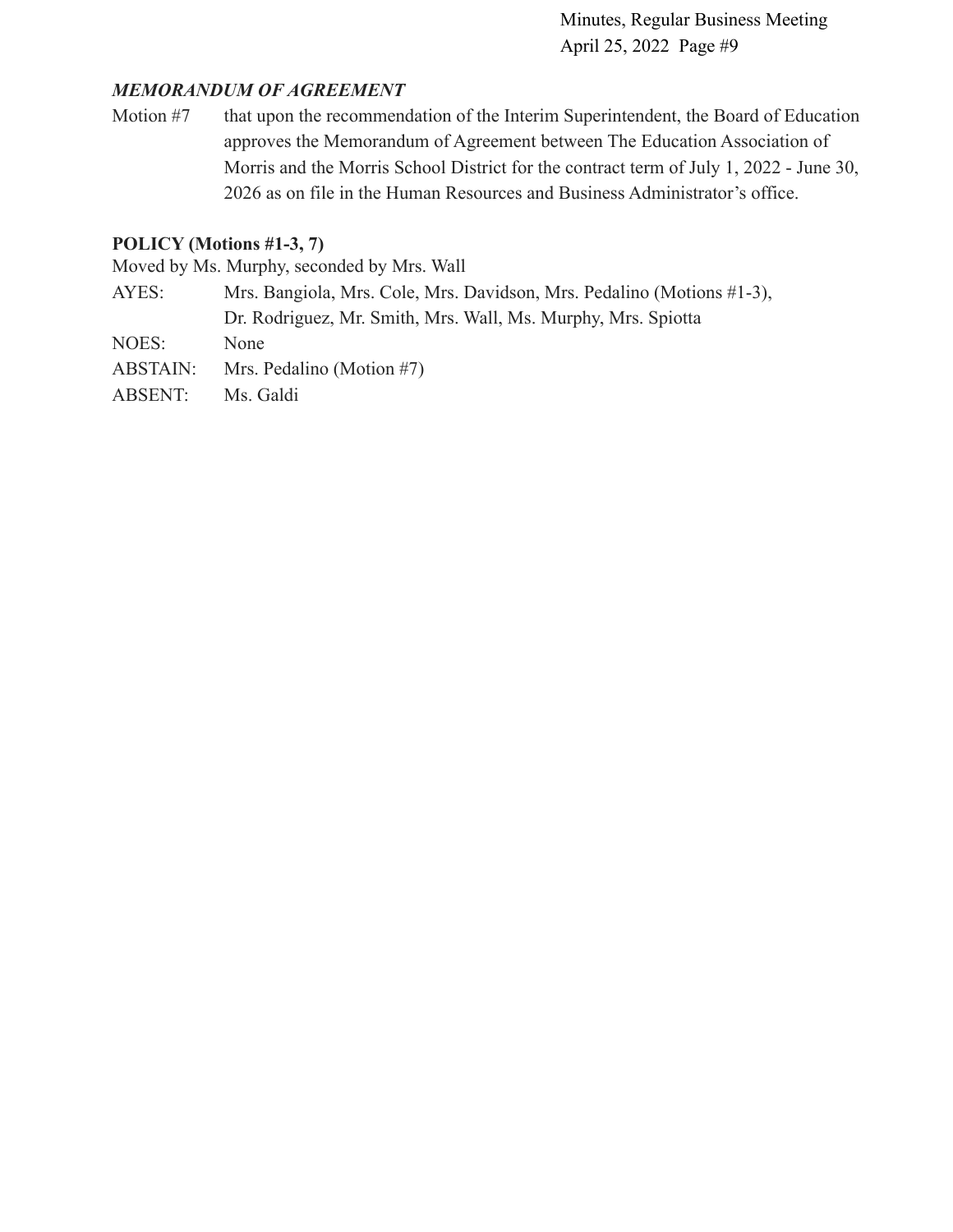***MEMORANDUM OF AGREEMENT***

Motion #7 that upon the recommendation of the Interim Superintendent, the Board of Education approves the Memorandum of Agreement between The Education Association of Morris and the Morris School District for the contract term of July 1, 2022 - June 30, 2026 as on file in the Human Resources and Business Administrator's office.

**POLICY (Motions #1-3, 7)**

Moved by Ms. Murphy, seconded by Mrs. Wall

| | |
|---|---|
| AYES: | Mrs. Bangiola, Mrs. Cole, Mrs. Davidson, Mrs. Pedalino (Motions #1-3), Dr. Rodriguez, Mr. Smith, Mrs. Wall, Ms. Murphy, Mrs. Spiotta |
| NOES: | None |
| ABSTAIN: | Mrs. Pedalino (Motion #7) |
| ABSENT: | Ms. Galdi |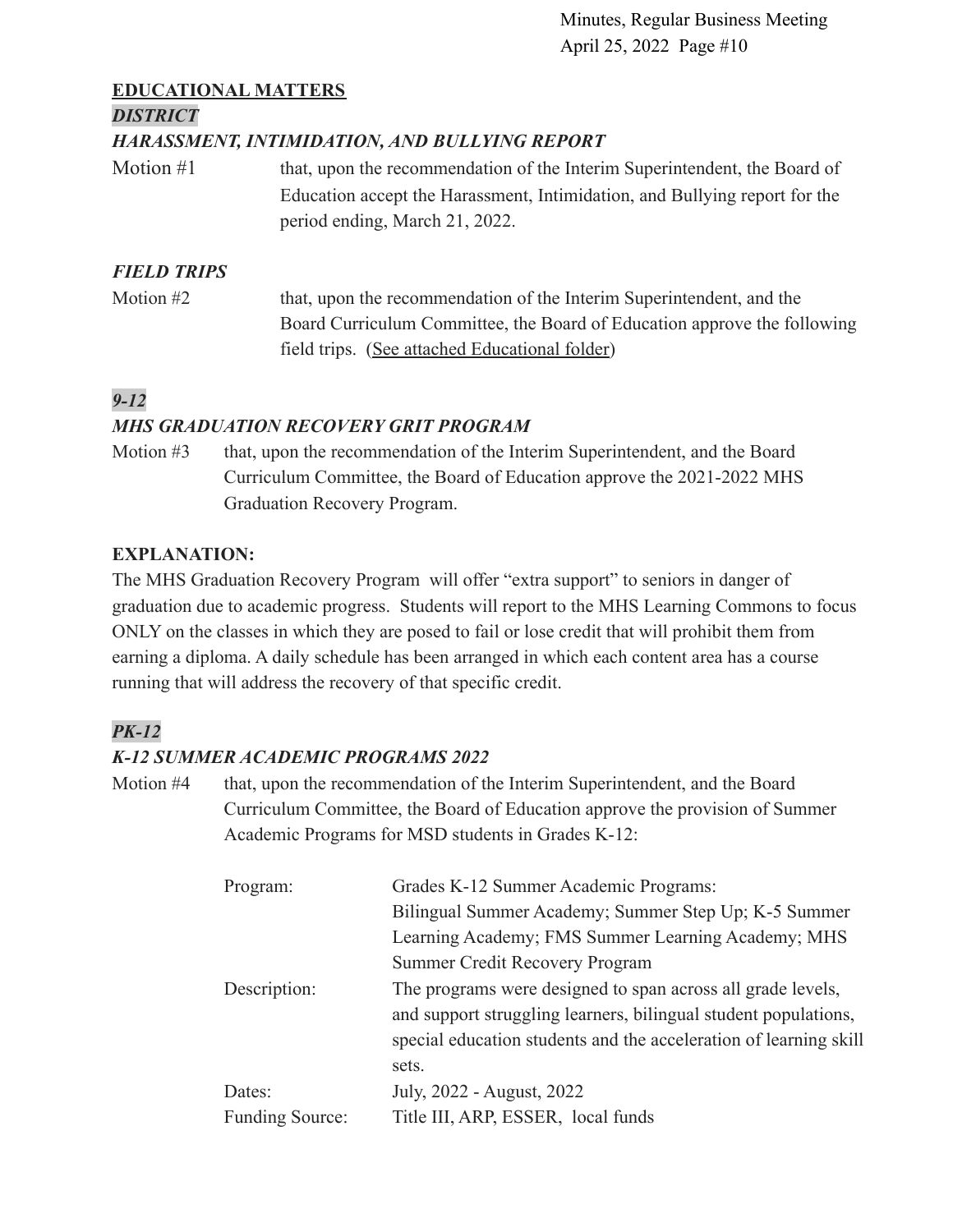**EDUCATIONAL MATTERS**

***DISTRICT***

***HARASSMENT, INTIMIDATION, AND BULLYING REPORT***

Motion #1 that, upon the recommendation of the Interim Superintendent, the Board of Education accept the Harassment, Intimidation, and Bullying report for the period ending, March 21, 2022.

***FIELD TRIPS***

Motion #2 that, upon the recommendation of the Interim Superintendent, and the Board Curriculum Committee, the Board of Education approve the following field trips. (See attached Educational folder)

***9-12***

***MHS GRADUATION RECOVERY GRIT PROGRAM***

Motion #3 that, upon the recommendation of the Interim Superintendent, and the Board Curriculum Committee, the Board of Education approve the 2021-2022 MHS Graduation Recovery Program.

**EXPLANATION:**

The MHS Graduation Recovery Program will offer "extra support" to seniors in danger of graduation due to academic progress. Students will report to the MHS Learning Commons to focus ONLY on the classes in which they are posed to fail or lose credit that will prohibit them from earning a diploma. A daily schedule has been arranged in which each content area has a course running that will address the recovery of that specific credit.

***PK-12***

***K-12 SUMMER ACADEMIC PROGRAMS 2022***

Motion #4 that, upon the recommendation of the Interim Superintendent, and the Board Curriculum Committee, the Board of Education approve the provision of Summer Academic Programs for MSD students in Grades K-12:

| | |
|---|---|
| Program: | Grades K-12 Summer Academic Programs: Bilingual Summer Academy; Summer Step Up; K-5 Summer Learning Academy; FMS Summer Learning Academy; MHS Summer Credit Recovery Program |
| Description: | The programs were designed to span across all grade levels, and support struggling learners, bilingual student populations, special education students and the acceleration of learning skill sets. |
| Dates: | July, 2022 - August, 2022 |
| Funding Source: | Title III, ARP, ESSER, local funds |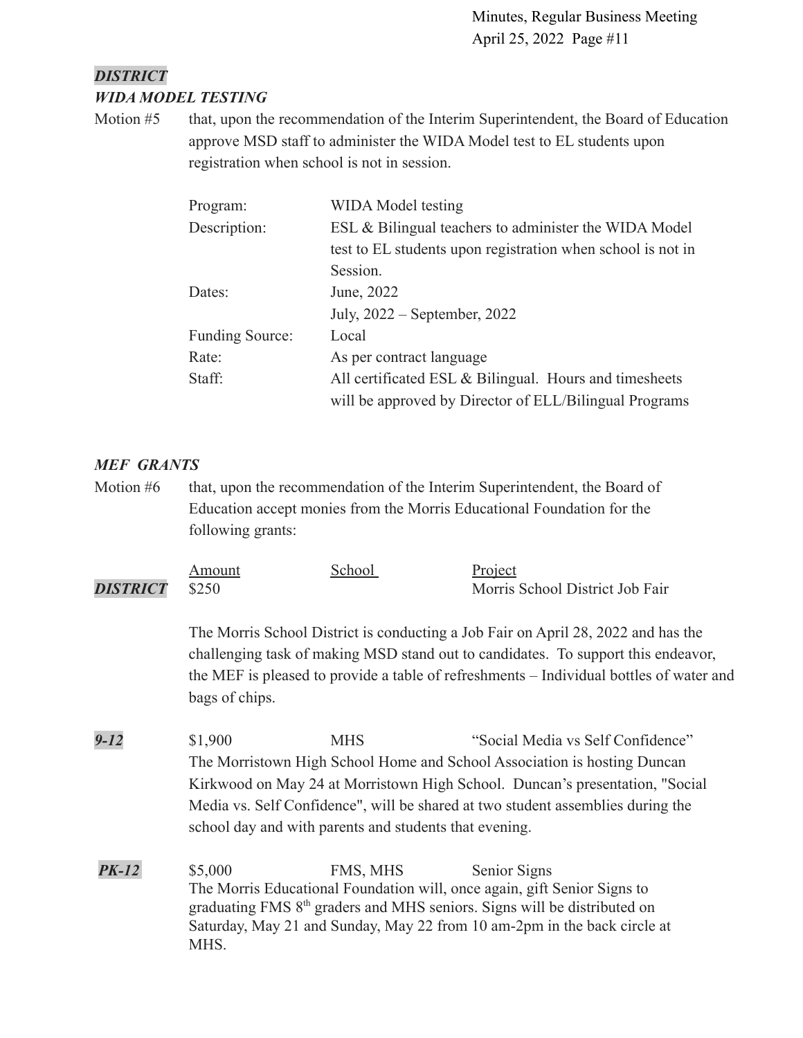***DISTRICT***
***WIDA MODEL TESTING***

Motion #5 that, upon the recommendation of the Interim Superintendent, the Board of Education approve MSD staff to administer the WIDA Model test to EL students upon registration when school is not in session.

| | |
|---|---|
| Program: | WIDA Model testing |
| Description: | ESL & Bilingual teachers to administer the WIDA Model test to EL students upon registration when school is not in Session. |
| Dates: | June, 2022<br>July, 2022 – September, 2022 |
| Funding Source: | Local |
| Rate: | As per contract language |
| Staff: | All certificated ESL & Bilingual. Hours and timesheets will be approved by Director of ELL/Bilingual Programs |

***MEF GRANTS***

Motion #6 that, upon the recommendation of the Interim Superintendent, the Board of Education accept monies from the Morris Educational Foundation for the following grants:

| | Amount | School | Project |
|---|---|---|---|
| ***DISTRICT*** | $250 | | Morris School District Job Fair |

The Morris School District is conducting a Job Fair on April 28, 2022 and has the challenging task of making MSD stand out to candidates. To support this endeavor, the MEF is pleased to provide a table of refreshments – Individual bottles of water and bags of chips.

| | | | |
|---|---|---|---|
| ***9-12*** | $1,900 | MHS | "Social Media vs Self Confidence" |

The Morristown High School Home and School Association is hosting Duncan Kirkwood on May 24 at Morristown High School. Duncan's presentation, "Social Media vs. Self Confidence", will be shared at two student assemblies during the school day and with parents and students that evening.

| | | | |
|---|---|---|---|
| ***PK-12*** | $5,000 | FMS, MHS | Senior Signs |

The Morris Educational Foundation will, once again, gift Senior Signs to graduating FMS 8th graders and MHS seniors. Signs will be distributed on Saturday, May 21 and Sunday, May 22 from 10 am-2pm in the back circle at MHS.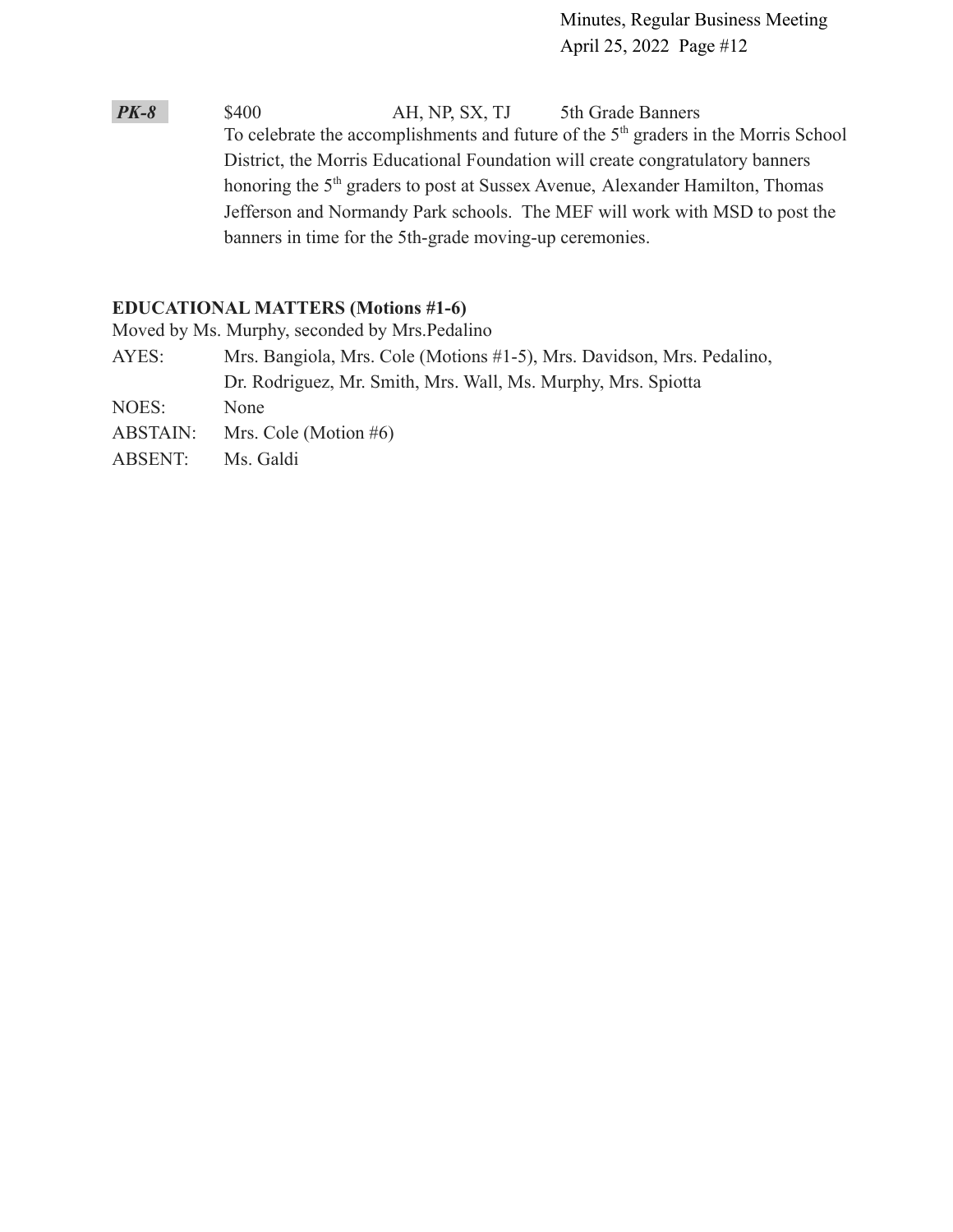***PK-8*** $400 AH, NP, SX, TJ 5th Grade Banners

To celebrate the accomplishments and future of the 5th graders in the Morris School District, the Morris Educational Foundation will create congratulatory banners honoring the 5th graders to post at Sussex Avenue, Alexander Hamilton, Thomas Jefferson and Normandy Park schools. The MEF will work with MSD to post the banners in time for the 5th-grade moving-up ceremonies.

**EDUCATIONAL MATTERS (Motions #1-6)**

Moved by Ms. Murphy, seconded by Mrs.Pedalino

AYES: Mrs. Bangiola, Mrs. Cole (Motions #1-5), Mrs. Davidson, Mrs. Pedalino, Dr. Rodriguez, Mr. Smith, Mrs. Wall, Ms. Murphy, Mrs. Spiotta

NOES: None

ABSTAIN: Mrs. Cole (Motion #6)

ABSENT: Ms. Galdi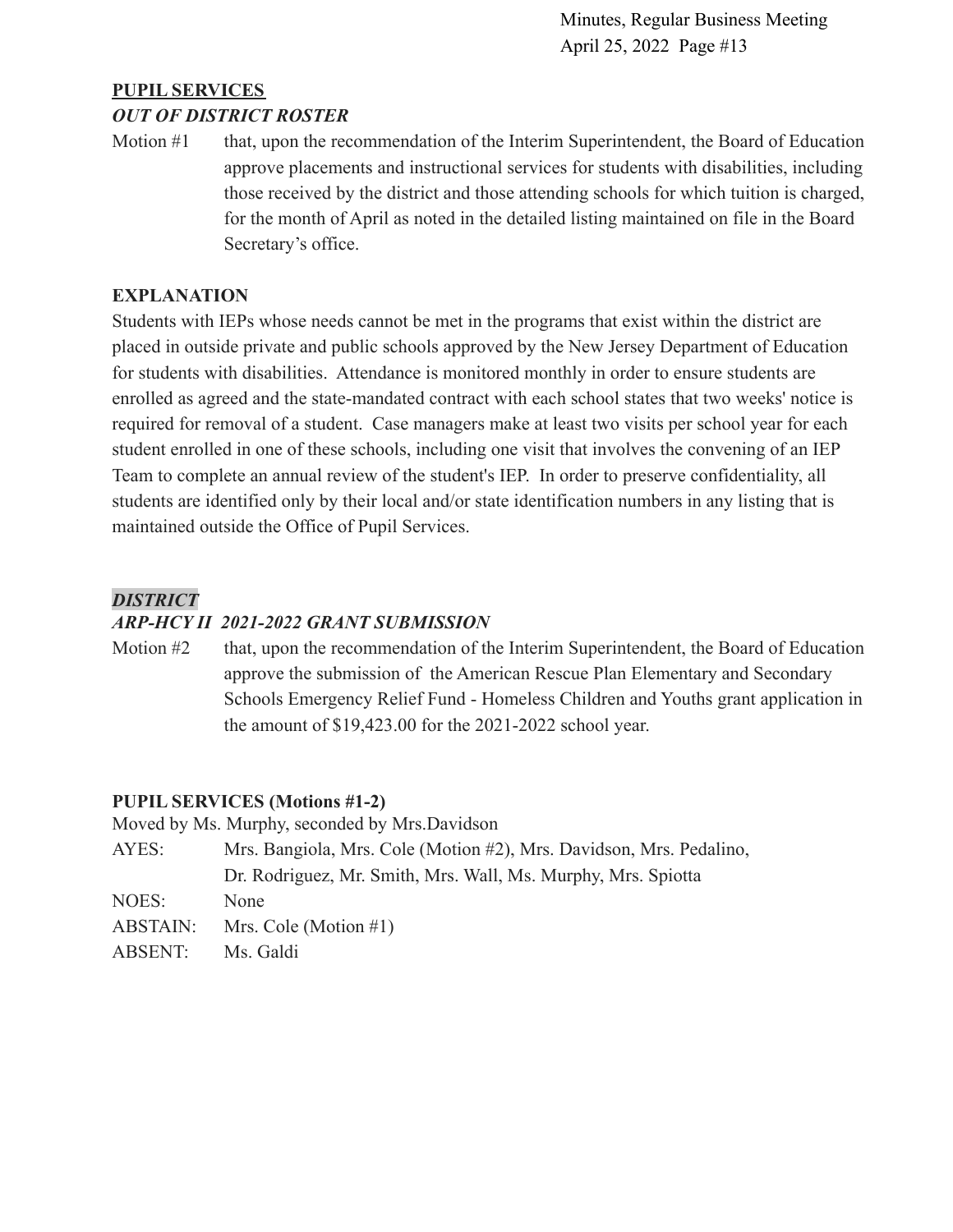**PUPIL SERVICES**

***OUT OF DISTRICT ROSTER***

Motion #1 that, upon the recommendation of the Interim Superintendent, the Board of Education approve placements and instructional services for students with disabilities, including those received by the district and those attending schools for which tuition is charged, for the month of April as noted in the detailed listing maintained on file in the Board Secretary's office.

**EXPLANATION**

Students with IEPs whose needs cannot be met in the programs that exist within the district are placed in outside private and public schools approved by the New Jersey Department of Education for students with disabilities. Attendance is monitored monthly in order to ensure students are enrolled as agreed and the state-mandated contract with each school states that two weeks' notice is required for removal of a student. Case managers make at least two visits per school year for each student enrolled in one of these schools, including one visit that involves the convening of an IEP Team to complete an annual review of the student's IEP. In order to preserve confidentiality, all students are identified only by their local and/or state identification numbers in any listing that is maintained outside the Office of Pupil Services.

***DISTRICT***

***ARP-HCY II 2021-2022 GRANT SUBMISSION***

Motion #2 that, upon the recommendation of the Interim Superintendent, the Board of Education approve the submission of the American Rescue Plan Elementary and Secondary Schools Emergency Relief Fund - Homeless Children and Youths grant application in the amount of $19,423.00 for the 2021-2022 school year.

**PUPIL SERVICES (Motions #1-2)**

Moved by Ms. Murphy, seconded by Mrs.Davidson

AYES: Mrs. Bangiola, Mrs. Cole (Motion #2), Mrs. Davidson, Mrs. Pedalino, Dr. Rodriguez, Mr. Smith, Mrs. Wall, Ms. Murphy, Mrs. Spiotta

NOES: None

ABSTAIN: Mrs. Cole (Motion #1)

ABSENT: Ms. Galdi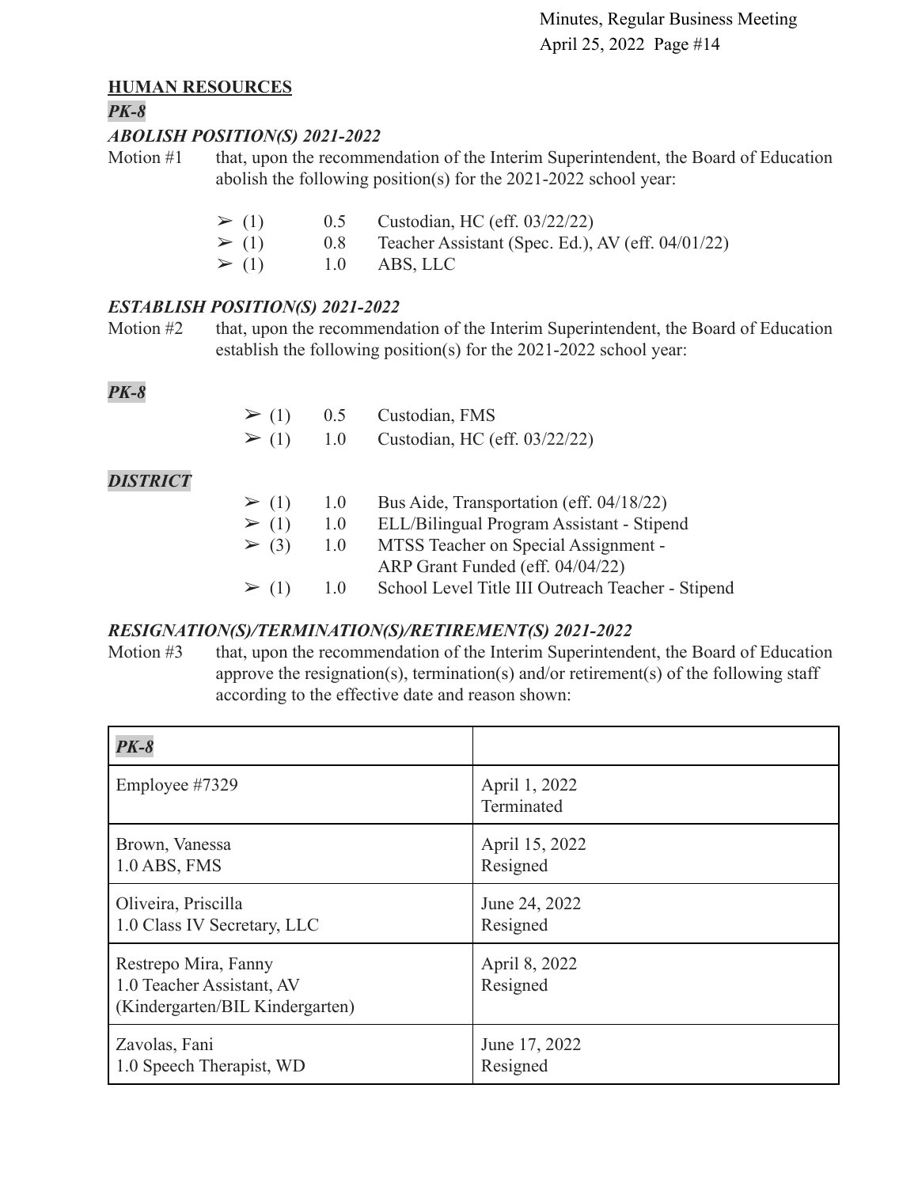## HUMAN RESOURCES

***PK-8***

***ABOLISH POSITION(S) 2021-2022***

Motion #1 that, upon the recommendation of the Interim Superintendent, the Board of Education abolish the following position(s) for the 2021-2022 school year:

- ➢ (1) 0.5 Custodian, HC (eff. 03/22/22)
- ➢ (1) 0.8 Teacher Assistant (Spec. Ed.), AV (eff. 04/01/22)
- ➢ (1) 1.0 ABS, LLC

***ESTABLISH POSITION(S) 2021-2022***

Motion #2 that, upon the recommendation of the Interim Superintendent, the Board of Education establish the following position(s) for the 2021-2022 school year:

***PK-8***

- ➢ (1) 0.5 Custodian, FMS
- ➢ (1) 1.0 Custodian, HC (eff. 03/22/22)

***DISTRICT***

- ➢ (1) 1.0 Bus Aide, Transportation (eff. 04/18/22)
- ➢ (1) 1.0 ELL/Bilingual Program Assistant - Stipend
- ➢ (3) 1.0 MTSS Teacher on Special Assignment - ARP Grant Funded (eff. 04/04/22)
- ➢ (1) 1.0 School Level Title III Outreach Teacher - Stipend

***RESIGNATION(S)/TERMINATION(S)/RETIREMENT(S) 2021-2022***

Motion #3 that, upon the recommendation of the Interim Superintendent, the Board of Education approve the resignation(s), termination(s) and/or retirement(s) of the following staff according to the effective date and reason shown:

| ***PK-8*** | |
|---|---|
| Employee #7329 | April 1, 2022<br>Terminated |
| Brown, Vanessa<br>1.0 ABS, FMS | April 15, 2022<br>Resigned |
| Oliveira, Priscilla<br>1.0 Class IV Secretary, LLC | June 24, 2022<br>Resigned |
| Restrepo Mira, Fanny<br>1.0 Teacher Assistant, AV<br>(Kindergarten/BIL Kindergarten) | April 8, 2022<br>Resigned |
| Zavolas, Fani<br>1.0 Speech Therapist, WD | June 17, 2022<br>Resigned |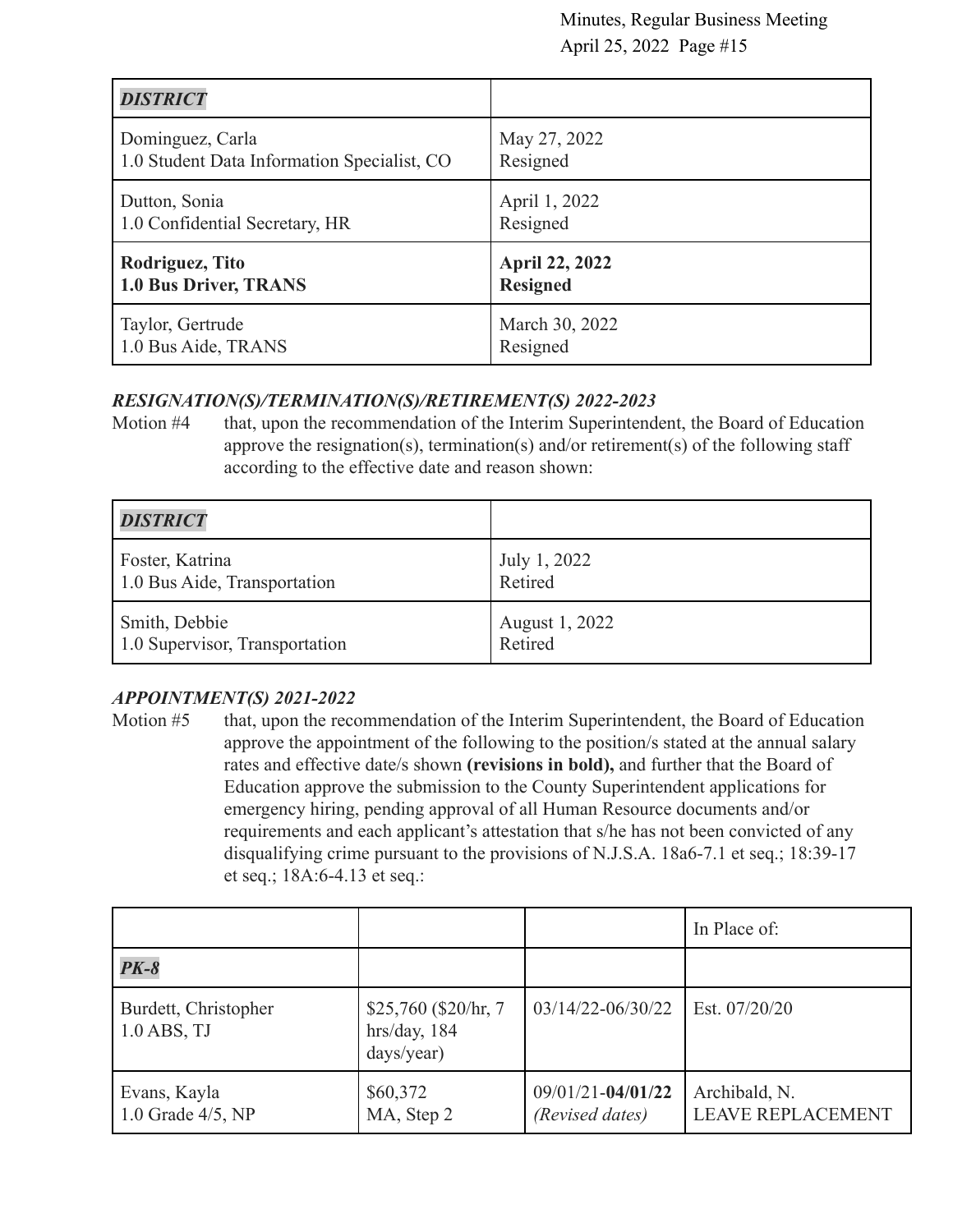| *DISTRICT* | |
|---|---|
| Dominguez, Carla<br>1.0 Student Data Information Specialist, CO | May 27, 2022<br>Resigned |
| Dutton, Sonia<br>1.0 Confidential Secretary, HR | April 1, 2022<br>Resigned |
| **Rodriguez, Tito**<br>**1.0 Bus Driver, TRANS** | **April 22, 2022**<br>**Resigned** |
| Taylor, Gertrude<br>1.0 Bus Aide, TRANS | March 30, 2022<br>Resigned |

***RESIGNATION(S)/TERMINATION(S)/RETIREMENT(S) 2022-2023***

Motion #4 that, upon the recommendation of the Interim Superintendent, the Board of Education approve the resignation(s), termination(s) and/or retirement(s) of the following staff according to the effective date and reason shown:

| *DISTRICT* | |
|---|---|
| Foster, Katrina<br>1.0 Bus Aide, Transportation | July 1, 2022<br>Retired |
| Smith, Debbie<br>1.0 Supervisor, Transportation | August 1, 2022<br>Retired |

***APPOINTMENT(S) 2021-2022***

Motion #5 that, upon the recommendation of the Interim Superintendent, the Board of Education approve the appointment of the following to the position/s stated at the annual salary rates and effective date/s shown **(revisions in bold),** and further that the Board of Education approve the submission to the County Superintendent applications for emergency hiring, pending approval of all Human Resource documents and/or requirements and each applicant's attestation that s/he has not been convicted of any disqualifying crime pursuant to the provisions of N.J.S.A. 18a6-7.1 et seq.; 18:39-17 et seq.; 18A:6-4.13 et seq.:

| | | | In Place of: |
|---|---|---|---|
| ***PK-8*** | | | |
| Burdett, Christopher<br>1.0 ABS, TJ | $25,760 ($20/hr, 7 hrs/day, 184 days/year) | 03/14/22-06/30/22 | Est. 07/20/20 |
| Evans, Kayla<br>1.0 Grade 4/5, NP | $60,372<br>MA, Step 2 | 09/01/21-**04/01/22**<br>*(Revised dates)* | Archibald, N.<br>LEAVE REPLACEMENT |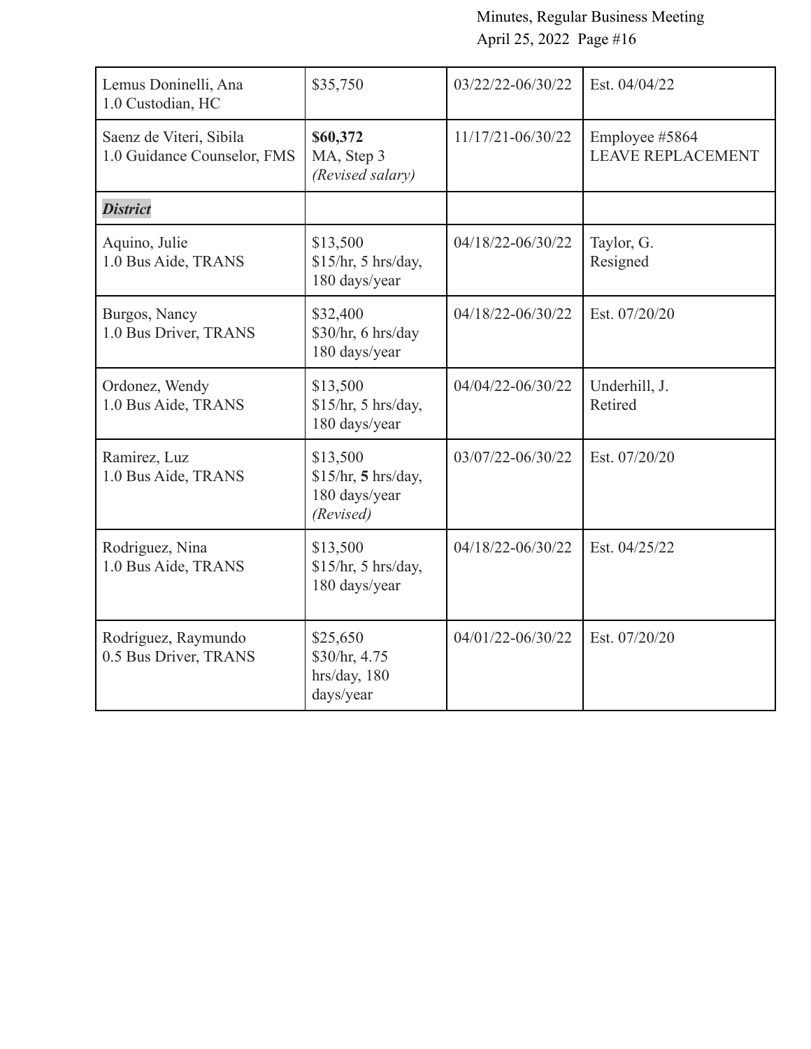| | | | |
|---|---|---|---|
| Lemus Doninelli, Ana<br>1.0 Custodian, HC | $35,750 | 03/22/22-06/30/22 | Est. 04/04/22 |
| Saenz de Viteri, Sibila<br>1.0 Guidance Counselor, FMS | **$60,372**<br>MA, Step 3<br>*(Revised salary)* | 11/17/21-06/30/22 | Employee #5864<br>LEAVE REPLACEMENT |
| ***District*** | | | |
| Aquino, Julie<br>1.0 Bus Aide, TRANS | $13,500<br>$15/hr, 5 hrs/day,<br>180 days/year | 04/18/22-06/30/22 | Taylor, G.<br>Resigned |
| Burgos, Nancy<br>1.0 Bus Driver, TRANS | $32,400<br>$30/hr, 6 hrs/day<br>180 days/year | 04/18/22-06/30/22 | Est. 07/20/20 |
| Ordonez, Wendy<br>1.0 Bus Aide, TRANS | $13,500<br>$15/hr, 5 hrs/day,<br>180 days/year | 04/04/22-06/30/22 | Underhill, J.<br>Retired |
| Ramirez, Luz<br>1.0 Bus Aide, TRANS | $13,500<br>$15/hr, **5** hrs/day,<br>180 days/year<br>*(Revised)* | 03/07/22-06/30/22 | Est. 07/20/20 |
| Rodriguez, Nina<br>1.0 Bus Aide, TRANS | $13,500<br>$15/hr, 5 hrs/day,<br>180 days/year | 04/18/22-06/30/22 | Est. 04/25/22 |
| Rodriguez, Raymundo<br>0.5 Bus Driver, TRANS | $25,650<br>$30/hr, 4.75 hrs/day, 180 days/year | 04/01/22-06/30/22 | Est. 07/20/20 |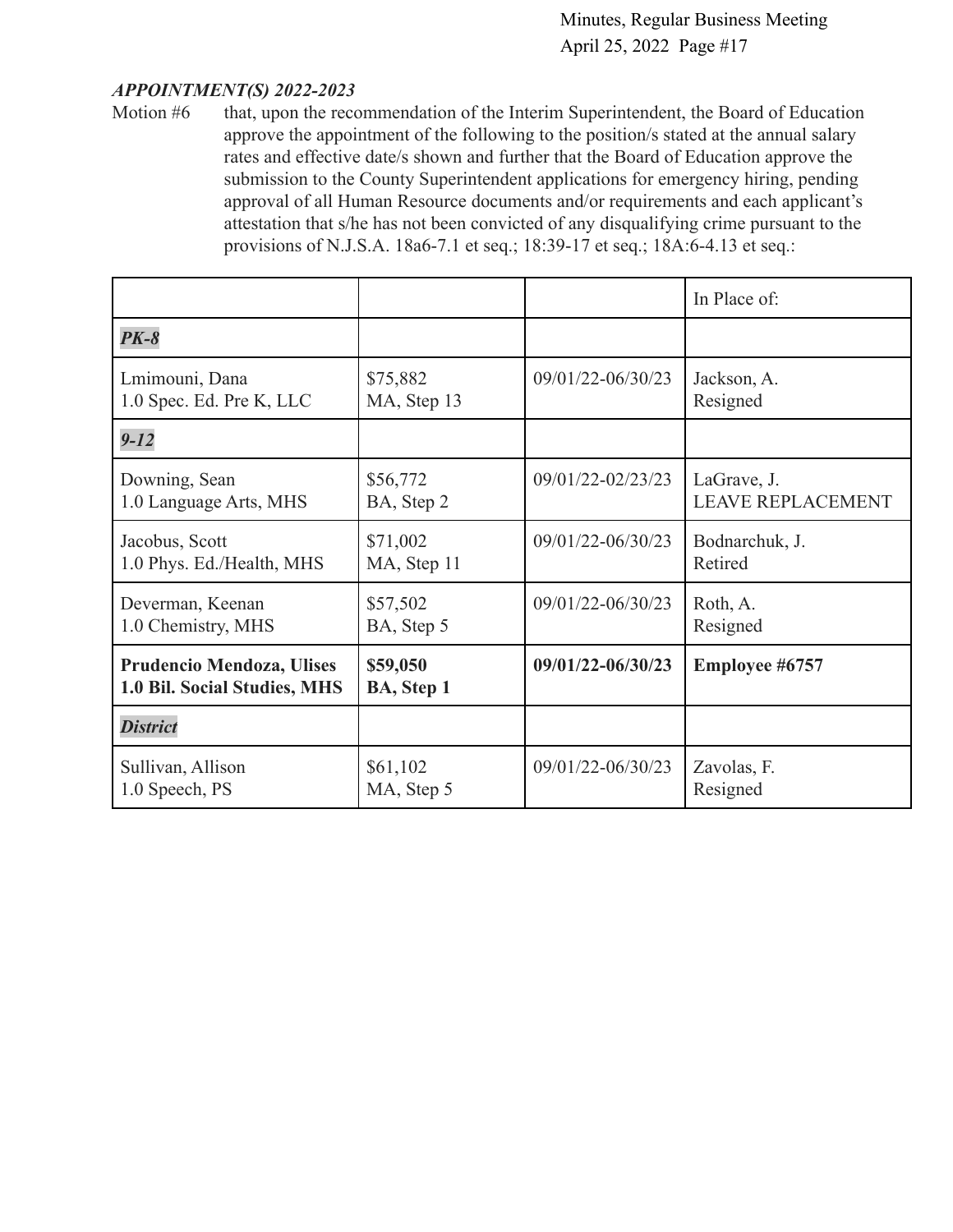***APPOINTMENT(S) 2022-2023***

Motion #6 that, upon the recommendation of the Interim Superintendent, the Board of Education approve the appointment of the following to the position/s stated at the annual salary rates and effective date/s shown and further that the Board of Education approve the submission to the County Superintendent applications for emergency hiring, pending approval of all Human Resource documents and/or requirements and each applicant's attestation that s/he has not been convicted of any disqualifying crime pursuant to the provisions of N.J.S.A. 18a6-7.1 et seq.; 18:39-17 et seq.; 18A:6-4.13 et seq.:

| | | | In Place of: |
|---|---|---|---|
| ***PK-8*** | | | |
| Lmimouni, Dana<br>1.0 Spec. Ed. Pre K, LLC | $75,882<br>MA, Step 13 | 09/01/22-06/30/23 | Jackson, A.<br>Resigned |
| ***9-12*** | | | |
| Downing, Sean<br>1.0 Language Arts, MHS | $56,772<br>BA, Step 2 | 09/01/22-02/23/23 | LaGrave, J.<br>LEAVE REPLACEMENT |
| Jacobus, Scott<br>1.0 Phys. Ed./Health, MHS | $71,002<br>MA, Step 11 | 09/01/22-06/30/23 | Bodnarchuk, J.<br>Retired |
| Deverman, Keenan<br>1.0 Chemistry, MHS | $57,502<br>BA, Step 5 | 09/01/22-06/30/23 | Roth, A.<br>Resigned |
| **Prudencio Mendoza, Ulises<br>1.0 Bil. Social Studies, MHS** | **$59,050<br>BA, Step 1** | **09/01/22-06/30/23** | **Employee #6757** |
| ***District*** | | | |
| Sullivan, Allison<br>1.0 Speech, PS | $61,102<br>MA, Step 5 | 09/01/22-06/30/23 | Zavolas, F.<br>Resigned |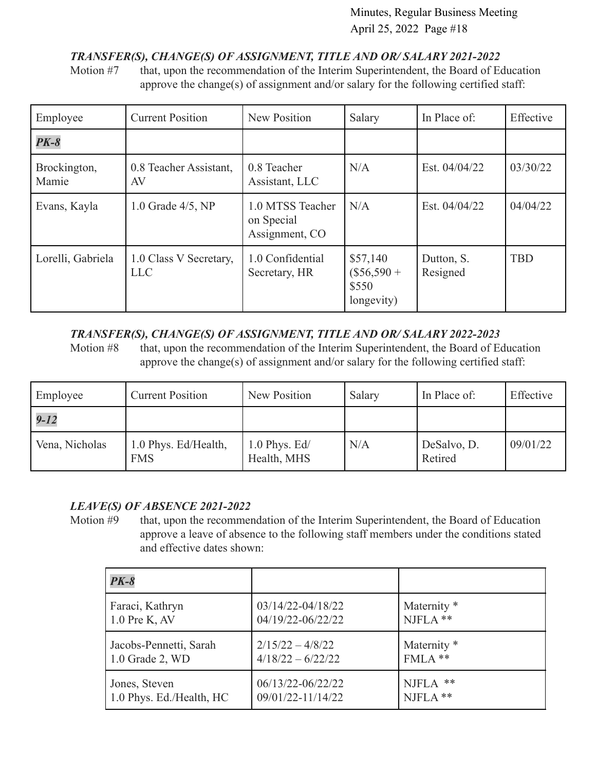### *TRANSFER(S), CHANGE(S) OF ASSIGNMENT, TITLE AND OR/ SALARY 2021-2022*

Motion #7 that, upon the recommendation of the Interim Superintendent, the Board of Education approve the change(s) of assignment and/or salary for the following certified staff:

| Employee | Current Position | New Position | Salary | In Place of: | Effective |
|---|---|---|---|---|---|
| ***PK-8*** | | | | | |
| Brockington, Mamie | 0.8 Teacher Assistant, AV | 0.8 Teacher Assistant, LLC | N/A | Est. 04/04/22 | 03/30/22 |
| Evans, Kayla | 1.0 Grade 4/5, NP | 1.0 MTSS Teacher on Special Assignment, CO | N/A | Est. 04/04/22 | 04/04/22 |
| Lorelli, Gabriela | 1.0 Class V Secretary, LLC | 1.0 Confidential Secretary, HR | $57,140 ($56,590 + $550 longevity) | Dutton, S. Resigned | TBD |

### *TRANSFER(S), CHANGE(S) OF ASSIGNMENT, TITLE AND OR/ SALARY 2022-2023*

Motion #8 that, upon the recommendation of the Interim Superintendent, the Board of Education approve the change(s) of assignment and/or salary for the following certified staff:

| Employee | Current Position | New Position | Salary | In Place of: | Effective |
|---|---|---|---|---|---|
| ***9-12*** | | | | | |
| Vena, Nicholas | 1.0 Phys. Ed/Health, FMS | 1.0 Phys. Ed/ Health, MHS | N/A | DeSalvo, D. Retired | 09/01/22 |

### *LEAVE(S) OF ABSENCE 2021-2022*

Motion #9 that, upon the recommendation of the Interim Superintendent, the Board of Education approve a leave of absence to the following staff members under the conditions stated and effective dates shown:

| | | |
|---|---|---|
| ***PK-8*** | | |
| Faraci, Kathryn<br>1.0 Pre K, AV | 03/14/22-04/18/22<br>04/19/22-06/22/22 | Maternity *<br>NJFLA ** |
| Jacobs-Pennetti, Sarah<br>1.0 Grade 2, WD | 2/15/22 – 4/8/22<br>4/18/22 – 6/22/22 | Maternity *<br>FMLA ** |
| Jones, Steven<br>1.0 Phys. Ed./Health, HC | 06/13/22-06/22/22<br>09/01/22-11/14/22 | NJFLA **<br>NJFLA ** |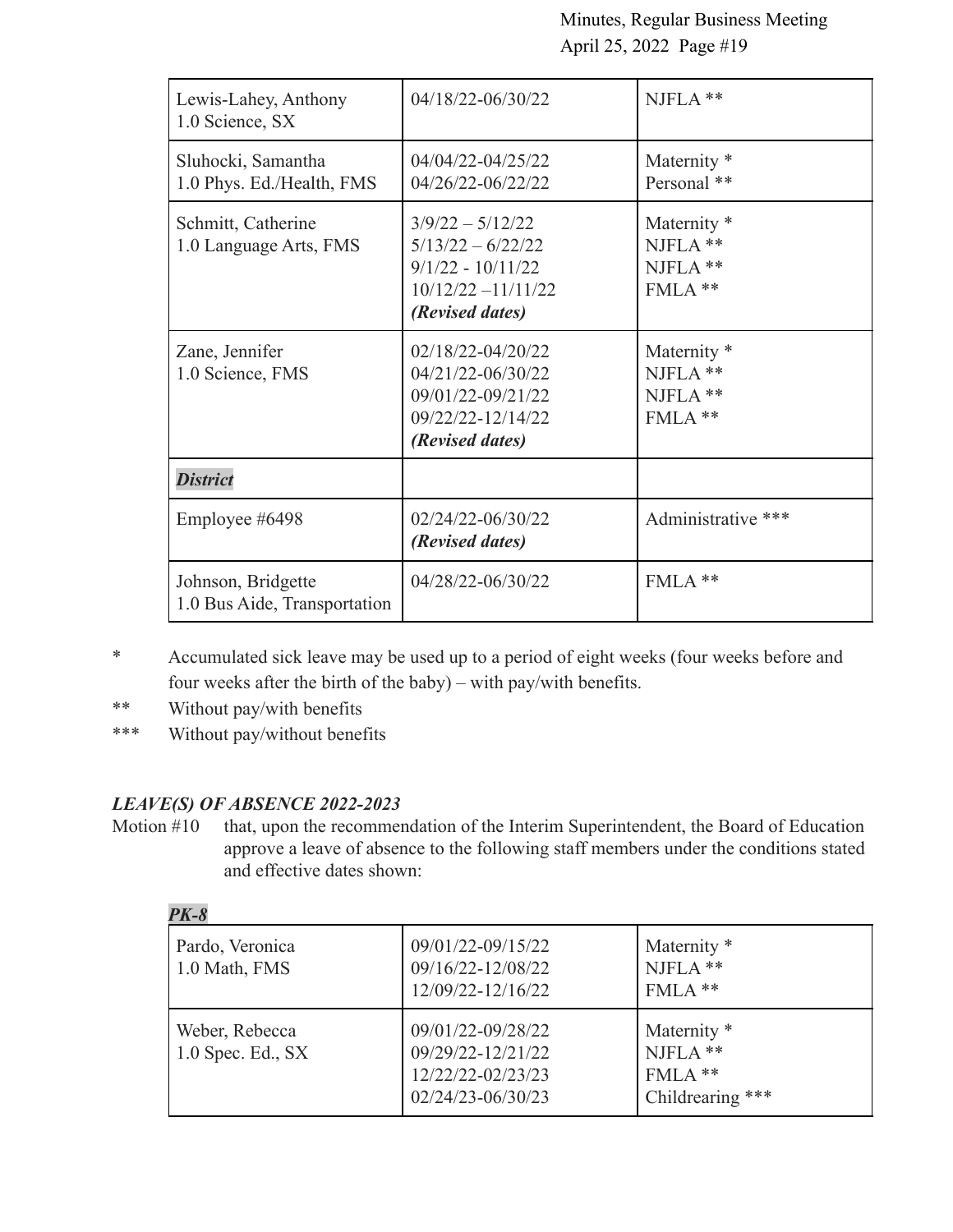| | | |
|---|---|---|
| Lewis-Lahey, Anthony<br>1.0 Science, SX | 04/18/22-06/30/22 | NJFLA ** |
| Sluhocki, Samantha<br>1.0 Phys. Ed./Health, FMS | 04/04/22-04/25/22<br>04/26/22-06/22/22 | Maternity *<br>Personal ** |
| Schmitt, Catherine<br>1.0 Language Arts, FMS | 3/9/22 – 5/12/22<br>5/13/22 – 6/22/22<br>9/1/22 - 10/11/22<br>10/12/22 –11/11/22<br>***(Revised dates)*** | Maternity *<br>NJFLA **<br>NJFLA **<br>FMLA ** |
| Zane, Jennifer<br>1.0 Science, FMS | 02/18/22-04/20/22<br>04/21/22-06/30/22<br>09/01/22-09/21/22<br>09/22/22-12/14/22<br>***(Revised dates)*** | Maternity *<br>NJFLA **<br>NJFLA **<br>FMLA ** |
| ***District*** | | |
| Employee #6498 | 02/24/22-06/30/22<br>***(Revised dates)*** | Administrative *** |
| Johnson, Bridgette<br>1.0 Bus Aide, Transportation | 04/28/22-06/30/22 | FMLA ** |

\* Accumulated sick leave may be used up to a period of eight weeks (four weeks before and four weeks after the birth of the baby) – with pay/with benefits.

\** Without pay/with benefits

\*** Without pay/without benefits

***LEAVE(S) OF ABSENCE 2022-2023***

Motion #10 that, upon the recommendation of the Interim Superintendent, the Board of Education approve a leave of absence to the following staff members under the conditions stated and effective dates shown:

***PK-8***

| | | |
|---|---|---|
| Pardo, Veronica<br>1.0 Math, FMS | 09/01/22-09/15/22<br>09/16/22-12/08/22<br>12/09/22-12/16/22 | Maternity *<br>NJFLA **<br>FMLA ** |
| Weber, Rebecca<br>1.0 Spec. Ed., SX | 09/01/22-09/28/22<br>09/29/22-12/21/22<br>12/22/22-02/23/23<br>02/24/23-06/30/23 | Maternity *<br>NJFLA **<br>FMLA **<br>Childrearing *** |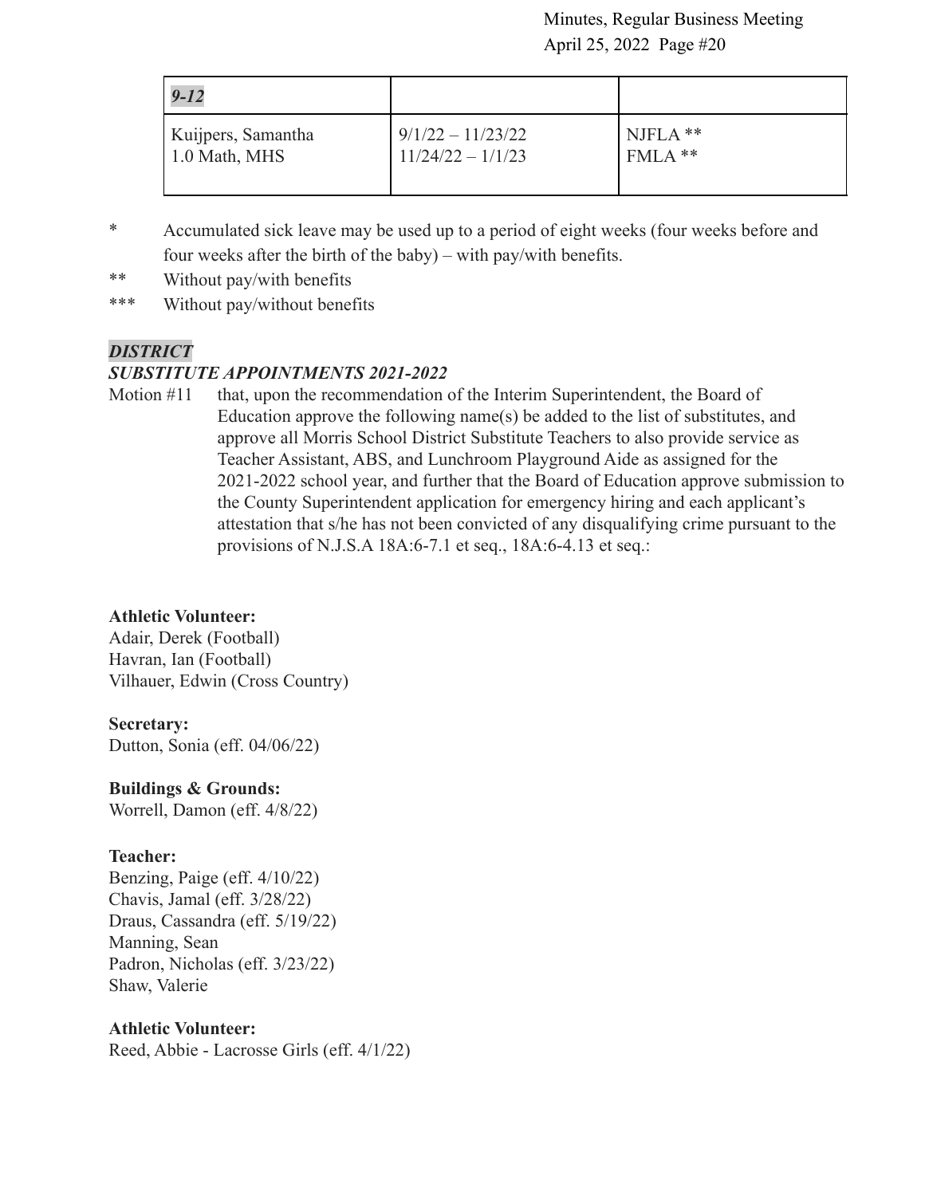| | | |
|---|---|---|
| ***9-12*** | | |
| Kuijpers, Samantha<br>1.0 Math, MHS | 9/1/22 – 11/23/22<br>11/24/22 – 1/1/23 | NJFLA **<br>FMLA ** |

\* Accumulated sick leave may be used up to a period of eight weeks (four weeks before and four weeks after the birth of the baby) – with pay/with benefits.

** Without pay/with benefits

*** Without pay/without benefits

***DISTRICT***

***SUBSTITUTE APPOINTMENTS 2021-2022***

Motion #11 that, upon the recommendation of the Interim Superintendent, the Board of Education approve the following name(s) be added to the list of substitutes, and approve all Morris School District Substitute Teachers to also provide service as Teacher Assistant, ABS, and Lunchroom Playground Aide as assigned for the 2021-2022 school year, and further that the Board of Education approve submission to the County Superintendent application for emergency hiring and each applicant's attestation that s/he has not been convicted of any disqualifying crime pursuant to the provisions of N.J.S.A 18A:6-7.1 et seq., 18A:6-4.13 et seq.:

**Athletic Volunteer:**
Adair, Derek (Football)
Havran, Ian (Football)
Vilhauer, Edwin (Cross Country)

**Secretary:**
Dutton, Sonia (eff. 04/06/22)

**Buildings & Grounds:**
Worrell, Damon (eff. 4/8/22)

**Teacher:**
Benzing, Paige (eff. 4/10/22)
Chavis, Jamal (eff. 3/28/22)
Draus, Cassandra (eff. 5/19/22)
Manning, Sean
Padron, Nicholas (eff. 3/23/22)
Shaw, Valerie

**Athletic Volunteer:**
Reed, Abbie - Lacrosse Girls (eff. 4/1/22)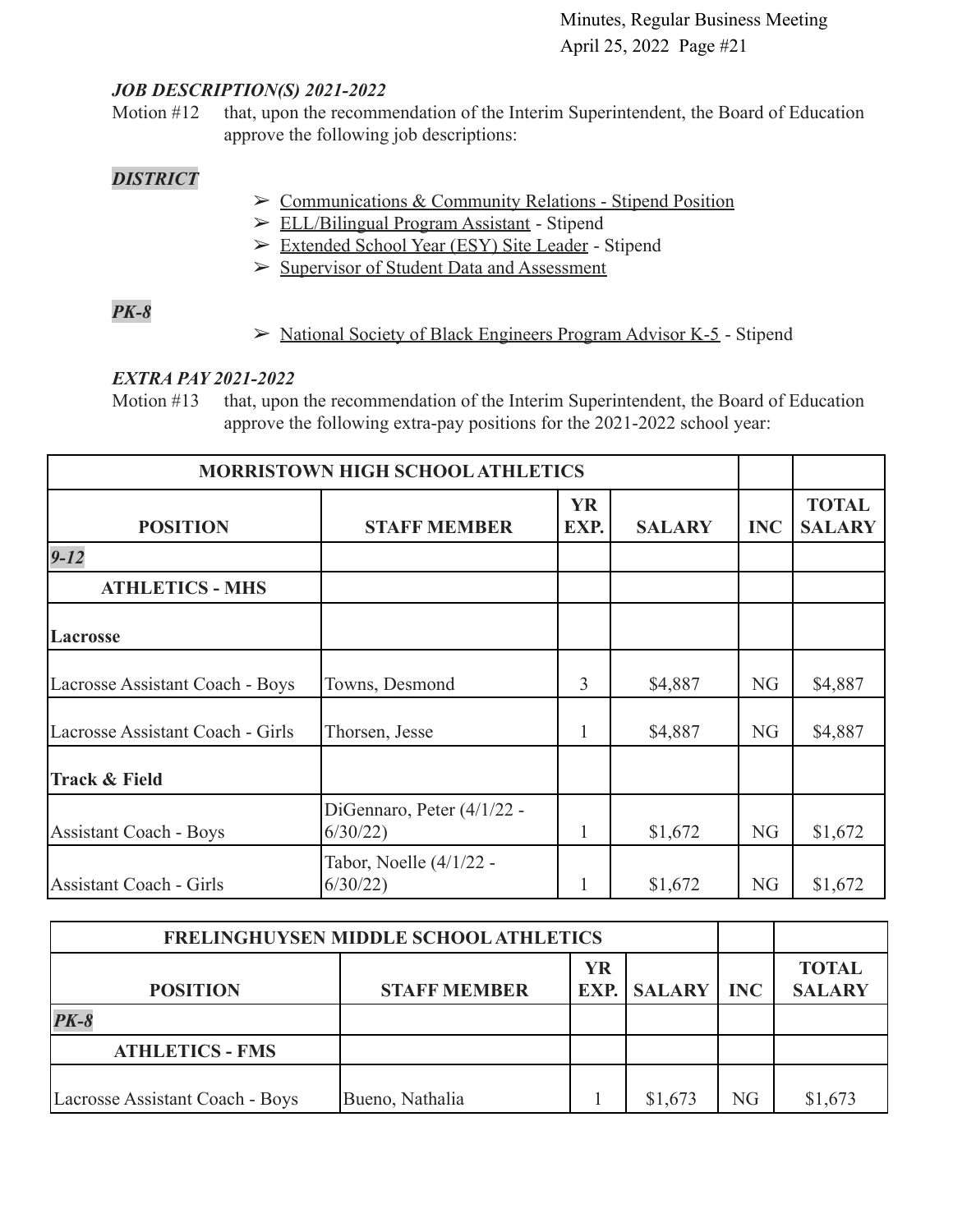### *JOB DESCRIPTION(S) 2021-2022*

Motion #12 that, upon the recommendation of the Interim Superintendent, the Board of Education approve the following job descriptions:

***DISTRICT***

- ➢ Communications & Community Relations - Stipend Position
- ➢ ELL/Bilingual Program Assistant - Stipend
- ➢ Extended School Year (ESY) Site Leader - Stipend
- ➢ Supervisor of Student Data and Assessment

***PK-8***

- ➢ National Society of Black Engineers Program Advisor K-5 - Stipend

### *EXTRA PAY 2021-2022*

Motion #13 that, upon the recommendation of the Interim Superintendent, the Board of Education approve the following extra-pay positions for the 2021-2022 school year:

| **MORRISTOWN HIGH SCHOOL ATHLETICS** | | | | | |
|---|---|---|---|---|---|
| **POSITION** | **STAFF MEMBER** | **YR EXP.** | **SALARY** | **INC** | **TOTAL SALARY** |
| ***9-12*** | | | | | |
| **ATHLETICS - MHS** | | | | | |
| **Lacrosse** | | | | | |
| Lacrosse Assistant Coach - Boys | Towns, Desmond | 3 | $4,887 | NG | $4,887 |
| Lacrosse Assistant Coach - Girls | Thorsen, Jesse | 1 | $4,887 | NG | $4,887 |
| **Track & Field** | | | | | |
| Assistant Coach - Boys | DiGennaro, Peter (4/1/22 - 6/30/22) | 1 | $1,672 | NG | $1,672 |
| Assistant Coach - Girls | Tabor, Noelle (4/1/22 - 6/30/22) | 1 | $1,672 | NG | $1,672 |

| **FRELINGHUYSEN MIDDLE SCHOOL ATHLETICS** | | | | | |
|---|---|---|---|---|---|
| **POSITION** | **STAFF MEMBER** | **YR EXP.** | **SALARY** | **INC** | **TOTAL SALARY** |
| ***PK-8*** | | | | | |
| **ATHLETICS - FMS** | | | | | |
| Lacrosse Assistant Coach - Boys | Bueno, Nathalia | 1 | $1,673 | NG | $1,673 |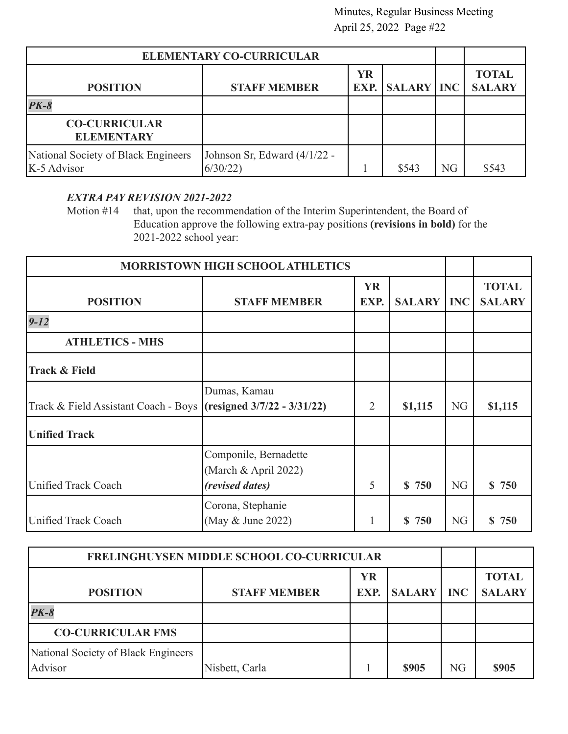| ELEMENTARY CO-CURRICULAR | | | | | |
|---|---|---|---|---|---|
| **POSITION** | **STAFF MEMBER** | **YR EXP.** | **SALARY** | **INC** | **TOTAL SALARY** |
| ***PK-8*** | | | | | |
| **CO-CURRICULAR ELEMENTARY** | | | | | |
| National Society of Black Engineers K-5 Advisor | Johnson Sr, Edward (4/1/22 - 6/30/22) | 1 | $543 | NG | $543 |

***EXTRA PAY REVISION 2021-2022***

Motion #14 that, upon the recommendation of the Interim Superintendent, the Board of Education approve the following extra-pay positions **(revisions in bold)** for the 2021-2022 school year:

| MORRISTOWN HIGH SCHOOL ATHLETICS | | | | | |
|---|---|---|---|---|---|
| **POSITION** | **STAFF MEMBER** | **YR EXP.** | **SALARY** | **INC** | **TOTAL SALARY** |
| ***9-12*** | | | | | |
| **ATHLETICS - MHS** | | | | | |
| **Track & Field** | | | | | |
| Track & Field Assistant Coach - Boys | Dumas, Kamau **(resigned 3/7/22 - 3/31/22)** | 2 | **$1,115** | NG | **$1,115** |
| **Unified Track** | | | | | |
| Unified Track Coach | Componile, Bernadette (March & April 2022) ***(revised dates)*** | 5 | **$ 750** | NG | **$ 750** |
| Unified Track Coach | Corona, Stephanie (May & June 2022) | 1 | **$ 750** | NG | **$ 750** |

| FRELINGHUYSEN MIDDLE SCHOOL CO-CURRICULAR | | | | | |
|---|---|---|---|---|---|
| **POSITION** | **STAFF MEMBER** | **YR EXP.** | **SALARY** | **INC** | **TOTAL SALARY** |
| ***PK-8*** | | | | | |
| **CO-CURRICULAR FMS** | | | | | |
| National Society of Black Engineers Advisor | Nisbett, Carla | 1 | **$905** | NG | **$905** |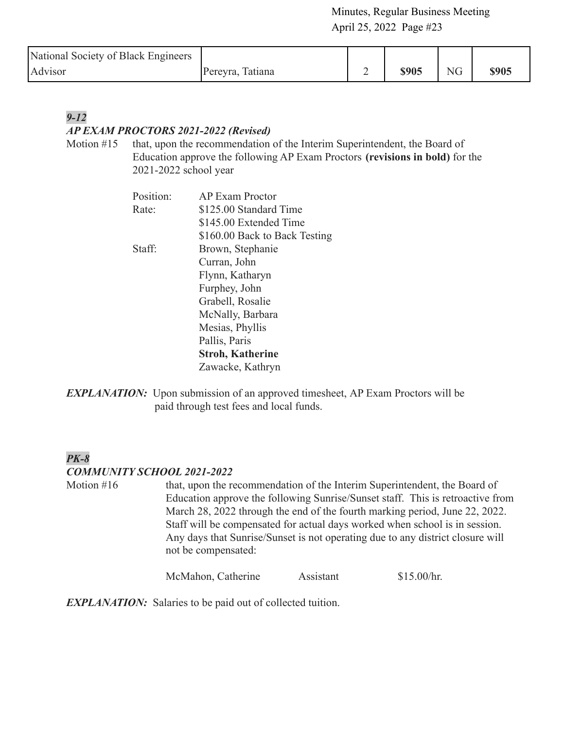| National Society of Black Engineers Advisor | Pereyra, Tatiana | 2 | **$905** | NG | **$905** |
|---|---|---|---|---|---|

***9-12***

***AP EXAM PROCTORS 2021-2022 (Revised)***

Motion #15 that, upon the recommendation of the Interim Superintendent, the Board of Education approve the following AP Exam Proctors **(revisions in bold)** for the 2021-2022 school year

Position: AP Exam Proctor

Rate: $125.00 Standard Time
$145.00 Extended Time
$160.00 Back to Back Testing

Staff:
Brown, Stephanie
Curran, John
Flynn, Katharyn
Furphey, John
Grabell, Rosalie
McNally, Barbara
Mesias, Phyllis
Pallis, Paris
**Stroh, Katherine**
Zawacke, Kathryn

***EXPLANATION:*** Upon submission of an approved timesheet, AP Exam Proctors will be paid through test fees and local funds.

***PK-8***

***COMMUNITY SCHOOL 2021-2022***

Motion #16 that, upon the recommendation of the Interim Superintendent, the Board of Education approve the following Sunrise/Sunset staff. This is retroactive from March 28, 2022 through the end of the fourth marking period, June 22, 2022. Staff will be compensated for actual days worked when school is in session. Any days that Sunrise/Sunset is not operating due to any district closure will not be compensated:

McMahon, Catherine Assistant $15.00/hr.

***EXPLANATION:*** Salaries to be paid out of collected tuition.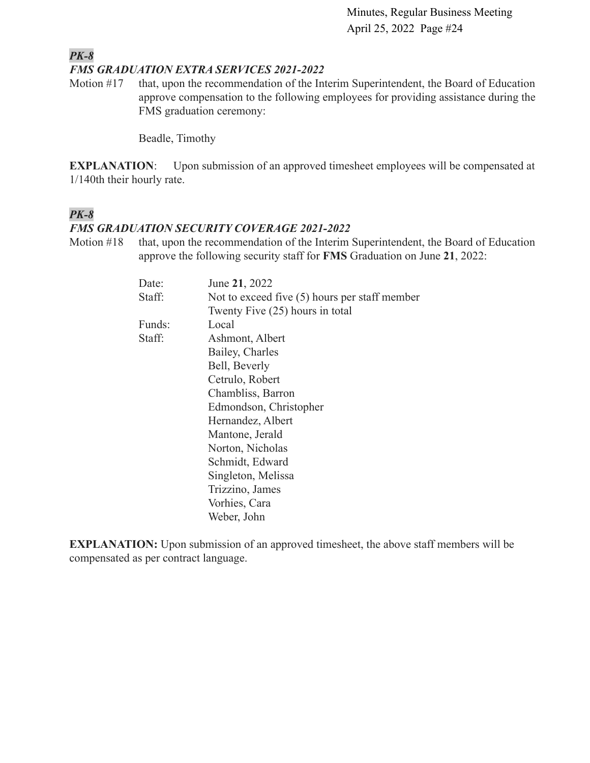***PK-8***

***FMS GRADUATION EXTRA SERVICES 2021-2022***

Motion #17 that, upon the recommendation of the Interim Superintendent, the Board of Education approve compensation to the following employees for providing assistance during the FMS graduation ceremony:

Beadle, Timothy

**EXPLANATION**: Upon submission of an approved timesheet employees will be compensated at 1/140th their hourly rate.

***PK-8***

***FMS GRADUATION SECURITY COVERAGE 2021-2022***

Motion #18 that, upon the recommendation of the Interim Superintendent, the Board of Education approve the following security staff for **FMS** Graduation on June **21**, 2022:

| | |
|---|---|
| Date: | June **21**, 2022 |
| Staff: | Not to exceed five (5) hours per staff member<br>Twenty Five (25) hours in total |
| Funds: | Local |
| Staff: | Ashmont, Albert<br>Bailey, Charles<br>Bell, Beverly<br>Cetrulo, Robert<br>Chambliss, Barron<br>Edmondson, Christopher<br>Hernandez, Albert<br>Mantone, Jerald<br>Norton, Nicholas<br>Schmidt, Edward<br>Singleton, Melissa<br>Trizzino, James<br>Vorhies, Cara<br>Weber, John |

**EXPLANATION:** Upon submission of an approved timesheet, the above staff members will be compensated as per contract language.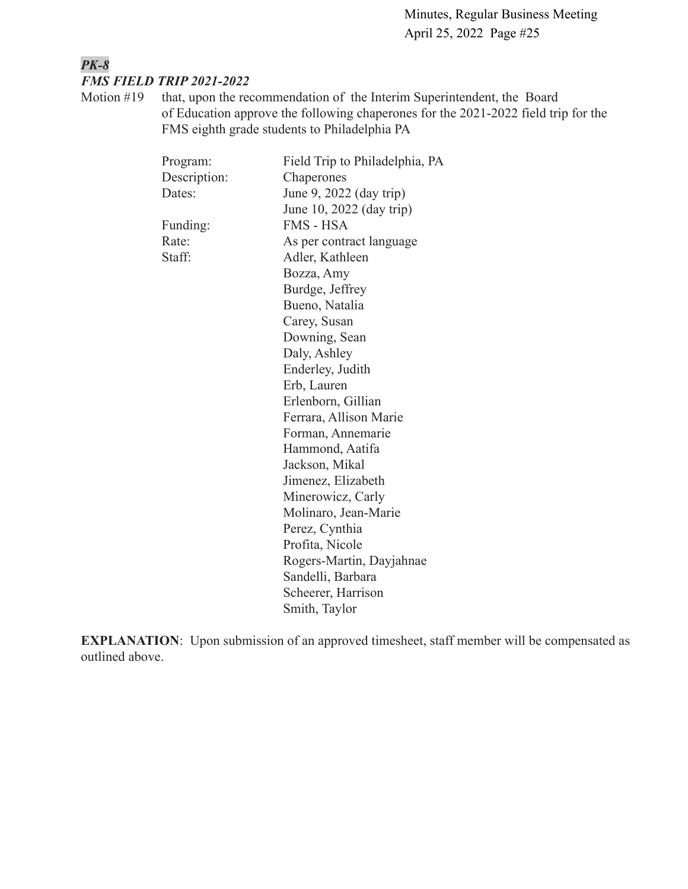***PK-8***

***FMS FIELD TRIP 2021-2022***

Motion #19 that, upon the recommendation of the Interim Superintendent, the Board of Education approve the following chaperones for the 2021-2022 field trip for the FMS eighth grade students to Philadelphia PA

| | |
|---|---|
| Program: | Field Trip to Philadelphia, PA |
| Description: | Chaperones |
| Dates: | June 9, 2022 (day trip)<br>June 10, 2022 (day trip) |
| Funding: | FMS - HSA |
| Rate: | As per contract language |
| Staff: | Adler, Kathleen<br>Bozza, Amy<br>Burdge, Jeffrey<br>Bueno, Natalia<br>Carey, Susan<br>Downing, Sean<br>Daly, Ashley<br>Enderley, Judith<br>Erb, Lauren<br>Erlenborn, Gillian<br>Ferrara, Allison Marie<br>Forman, Annemarie<br>Hammond, Aatifa<br>Jackson, Mikal<br>Jimenez, Elizabeth<br>Minerowicz, Carly<br>Molinaro, Jean-Marie<br>Perez, Cynthia<br>Profita, Nicole<br>Rogers-Martin, Dayjahnae<br>Sandelli, Barbara<br>Scheerer, Harrison<br>Smith, Taylor |

**EXPLANATION**: Upon submission of an approved timesheet, staff member will be compensated as outlined above.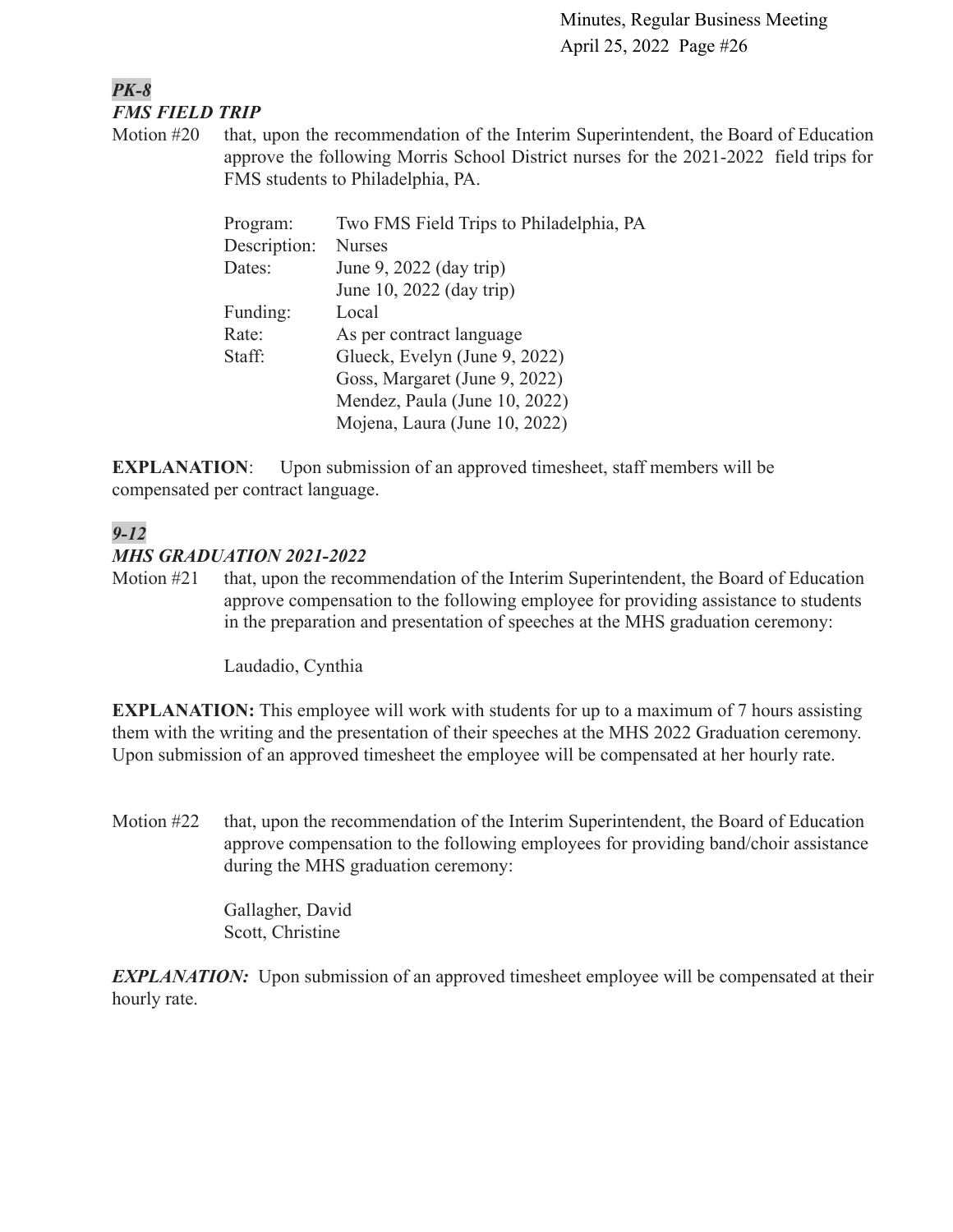***PK-8***

***FMS FIELD TRIP***

Motion #20 that, upon the recommendation of the Interim Superintendent, the Board of Education approve the following Morris School District nurses for the 2021-2022 field trips for FMS students to Philadelphia, PA.

| | |
|---|---|
| Program: | Two FMS Field Trips to Philadelphia, PA |
| Description: | Nurses |
| Dates: | June 9, 2022 (day trip) |
| | June 10, 2022 (day trip) |
| Funding: | Local |
| Rate: | As per contract language |
| Staff: | Glueck, Evelyn (June 9, 2022) |
| | Goss, Margaret (June 9, 2022) |
| | Mendez, Paula (June 10, 2022) |
| | Mojena, Laura (June 10, 2022) |

**EXPLANATION**: Upon submission of an approved timesheet, staff members will be compensated per contract language.

***9-12***

***MHS GRADUATION 2021-2022***

Motion #21 that, upon the recommendation of the Interim Superintendent, the Board of Education approve compensation to the following employee for providing assistance to students in the preparation and presentation of speeches at the MHS graduation ceremony:

Laudadio, Cynthia

**EXPLANATION:** This employee will work with students for up to a maximum of 7 hours assisting them with the writing and the presentation of their speeches at the MHS 2022 Graduation ceremony. Upon submission of an approved timesheet the employee will be compensated at her hourly rate.

Motion #22 that, upon the recommendation of the Interim Superintendent, the Board of Education approve compensation to the following employees for providing band/choir assistance during the MHS graduation ceremony:

Gallagher, David
Scott, Christine

***EXPLANATION:*** Upon submission of an approved timesheet employee will be compensated at their hourly rate.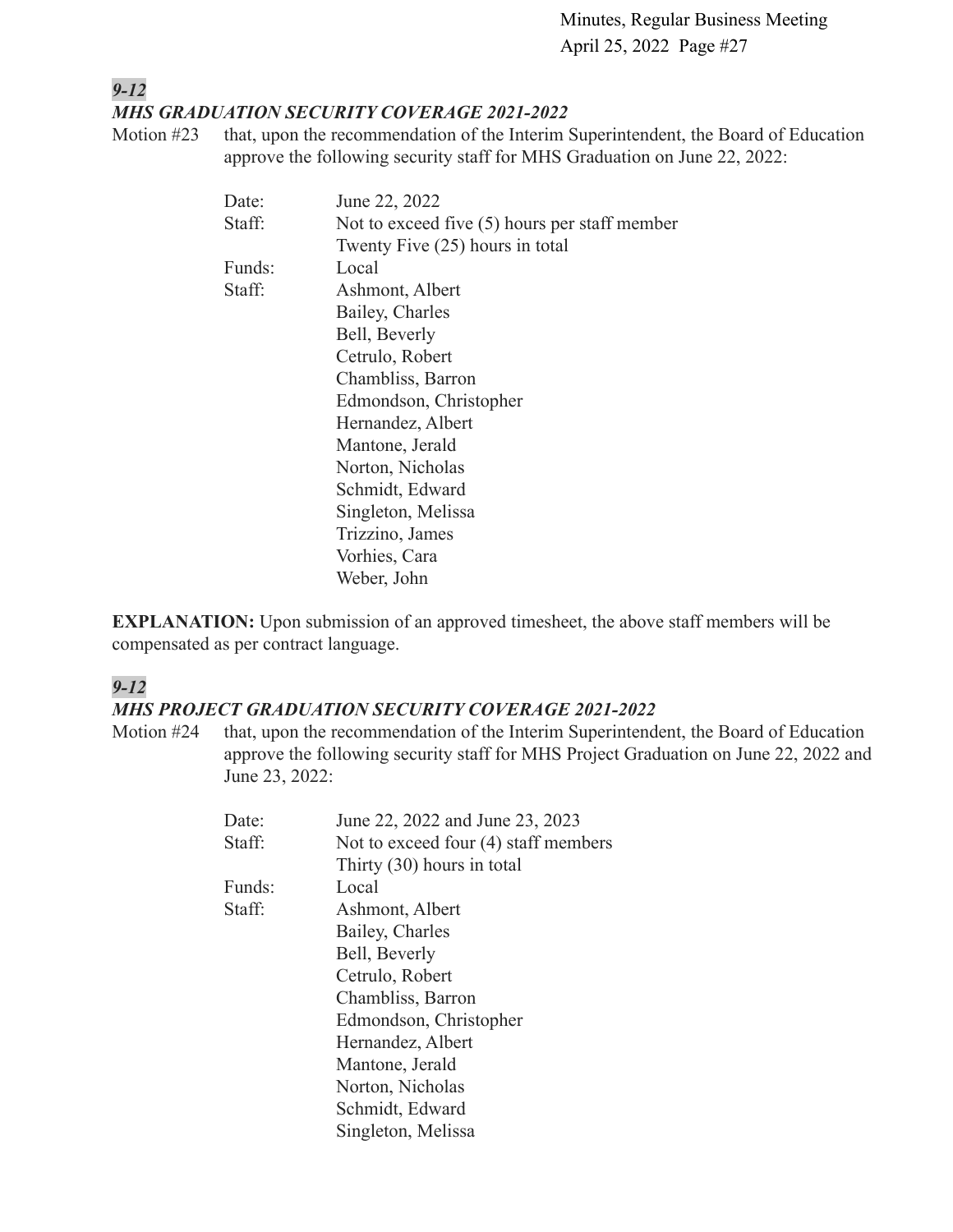*9-12*

***MHS GRADUATION SECURITY COVERAGE 2021-2022***

Motion #23 that, upon the recommendation of the Interim Superintendent, the Board of Education approve the following security staff for MHS Graduation on June 22, 2022:

| | |
|---|---|
| Date: | June 22, 2022 |
| Staff: | Not to exceed five (5) hours per staff member<br>Twenty Five (25) hours in total |
| Funds: | Local |
| Staff: | Ashmont, Albert<br>Bailey, Charles<br>Bell, Beverly<br>Cetrulo, Robert<br>Chambliss, Barron<br>Edmondson, Christopher<br>Hernandez, Albert<br>Mantone, Jerald<br>Norton, Nicholas<br>Schmidt, Edward<br>Singleton, Melissa<br>Trizzino, James<br>Vorhies, Cara<br>Weber, John |

**EXPLANATION:** Upon submission of an approved timesheet, the above staff members will be compensated as per contract language.

*9-12*

***MHS PROJECT GRADUATION SECURITY COVERAGE 2021-2022***

Motion #24 that, upon the recommendation of the Interim Superintendent, the Board of Education approve the following security staff for MHS Project Graduation on June 22, 2022 and June 23, 2022:

| | |
|---|---|
| Date: | June 22, 2022 and June 23, 2023 |
| Staff: | Not to exceed four (4) staff members<br>Thirty (30) hours in total |
| Funds: | Local |
| Staff: | Ashmont, Albert<br>Bailey, Charles<br>Bell, Beverly<br>Cetrulo, Robert<br>Chambliss, Barron<br>Edmondson, Christopher<br>Hernandez, Albert<br>Mantone, Jerald<br>Norton, Nicholas<br>Schmidt, Edward<br>Singleton, Melissa |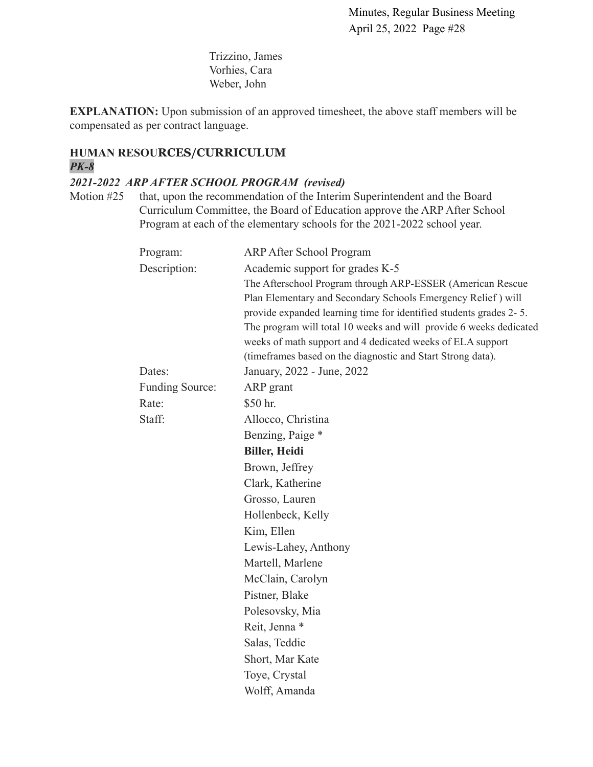Trizzino, James
Vorhies, Cara
Weber, John

**EXPLANATION:** Upon submission of an approved timesheet, the above staff members will be compensated as per contract language.

## HUMAN RESOURCES/CURRICULUM

***PK-8***

***2021-2022 ARP AFTER SCHOOL PROGRAM (revised)***

Motion #25 that, upon the recommendation of the Interim Superintendent and the Board Curriculum Committee, the Board of Education approve the ARP After School Program at each of the elementary schools for the 2021-2022 school year.

| | |
|---|---|
| Program: | ARP After School Program |
| Description: | Academic support for grades K-5<br>The Afterschool Program through ARP-ESSER (American Rescue Plan Elementary and Secondary Schools Emergency Relief ) will provide expanded learning time for identified students grades 2- 5. The program will total 10 weeks and will provide 6 weeks dedicated weeks of math support and 4 dedicated weeks of ELA support (timeframes based on the diagnostic and Start Strong data). |
| Dates: | January, 2022 - June, 2022 |
| Funding Source: | ARP grant |
| Rate: | $50 hr. |
| Staff: | Allocco, Christina<br>Benzing, Paige *<br>**Biller, Heidi**<br>Brown, Jeffrey<br>Clark, Katherine<br>Grosso, Lauren<br>Hollenbeck, Kelly<br>Kim, Ellen<br>Lewis-Lahey, Anthony<br>Martell, Marlene<br>McClain, Carolyn<br>Pistner, Blake<br>Polesovsky, Mia<br>Reit, Jenna *<br>Salas, Teddie<br>Short, Mar Kate<br>Toye, Crystal<br>Wolff, Amanda |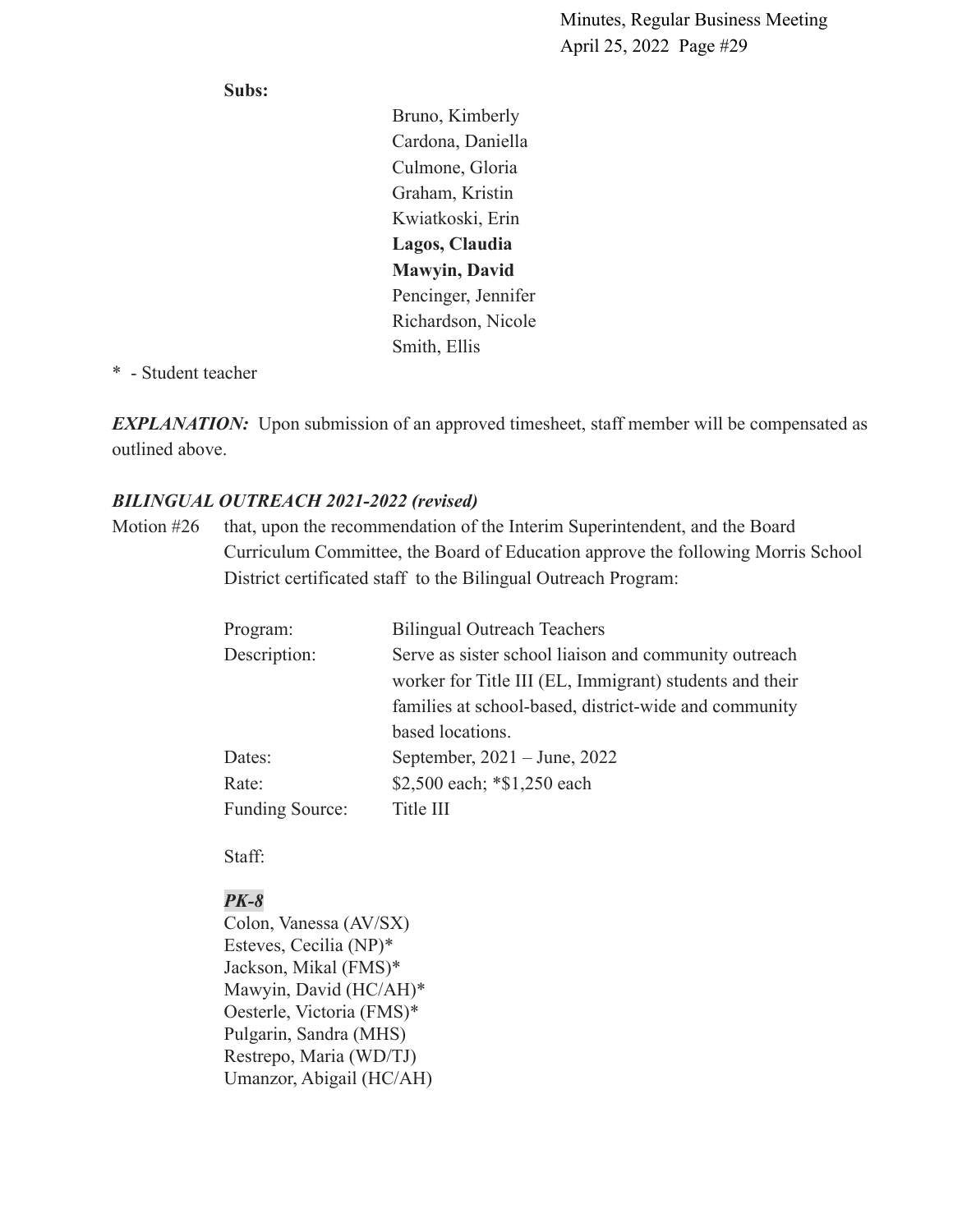**Subs:**

Bruno, Kimberly
Cardona, Daniella
Culmone, Gloria
Graham, Kristin
Kwiatkoski, Erin
**Lagos, Claudia**
**Mawyin, David**
Pencinger, Jennifer
Richardson, Nicole
Smith, Ellis

* - Student teacher

***EXPLANATION:*** Upon submission of an approved timesheet, staff member will be compensated as outlined above.

***BILINGUAL OUTREACH 2021-2022 (revised)***

Motion #26 that, upon the recommendation of the Interim Superintendent, and the Board Curriculum Committee, the Board of Education approve the following Morris School District certificated staff to the Bilingual Outreach Program:

| | |
|---|---|
| Program: | Bilingual Outreach Teachers |
| Description: | Serve as sister school liaison and community outreach worker for Title III (EL, Immigrant) students and their families at school-based, district-wide and community based locations. |
| Dates: | September, 2021 – June, 2022 |
| Rate: | $2,500 each; *$1,250 each |
| Funding Source: | Title III |

Staff:

***PK-8***

Colon, Vanessa (AV/SX)
Esteves, Cecilia (NP)*
Jackson, Mikal (FMS)*
Mawyin, David (HC/AH)*
Oesterle, Victoria (FMS)*
Pulgarin, Sandra (MHS)
Restrepo, Maria (WD/TJ)
Umanzor, Abigail (HC/AH)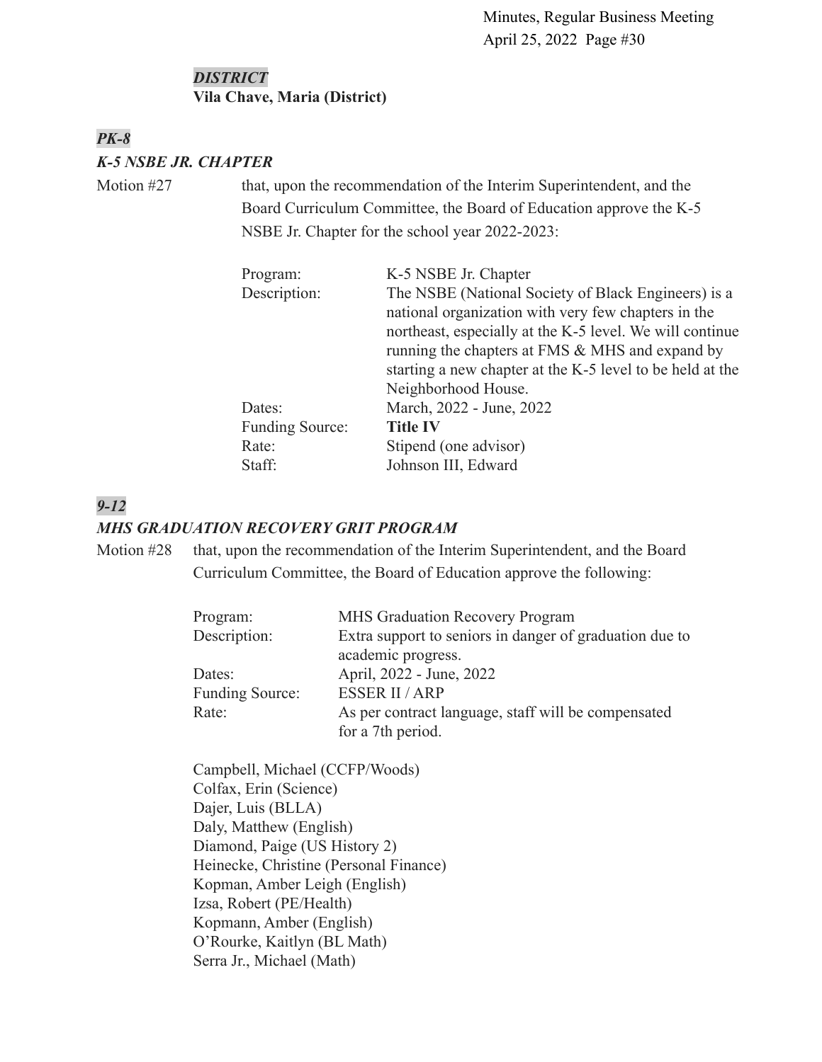***DISTRICT***
**Vila Chave, Maria (District)**

***PK-8***

***K-5 NSBE JR. CHAPTER***

Motion #27 that, upon the recommendation of the Interim Superintendent, and the Board Curriculum Committee, the Board of Education approve the K-5 NSBE Jr. Chapter for the school year 2022-2023:

| | |
|---|---|
| Program: | K-5 NSBE Jr. Chapter |
| Description: | The NSBE (National Society of Black Engineers) is a national organization with very few chapters in the northeast, especially at the K-5 level. We will continue running the chapters at FMS & MHS and expand by starting a new chapter at the K-5 level to be held at the Neighborhood House. |
| Dates: | March, 2022 - June, 2022 |
| Funding Source: | **Title IV** |
| Rate: | Stipend (one advisor) |
| Staff: | Johnson III, Edward |

***9-12***

***MHS GRADUATION RECOVERY GRIT PROGRAM***

Motion #28 that, upon the recommendation of the Interim Superintendent, and the Board Curriculum Committee, the Board of Education approve the following:

| | |
|---|---|
| Program: | MHS Graduation Recovery Program |
| Description: | Extra support to seniors in danger of graduation due to academic progress. |
| Dates: | April, 2022 - June, 2022 |
| Funding Source: | ESSER II / ARP |
| Rate: | As per contract language, staff will be compensated for a 7th period. |

Campbell, Michael (CCFP/Woods)
Colfax, Erin (Science)
Dajer, Luis (BLLA)
Daly, Matthew (English)
Diamond, Paige (US History 2)
Heinecke, Christine (Personal Finance)
Kopman, Amber Leigh (English)
Izsa, Robert (PE/Health)
Kopmann, Amber (English)
O'Rourke, Kaitlyn (BL Math)
Serra Jr., Michael (Math)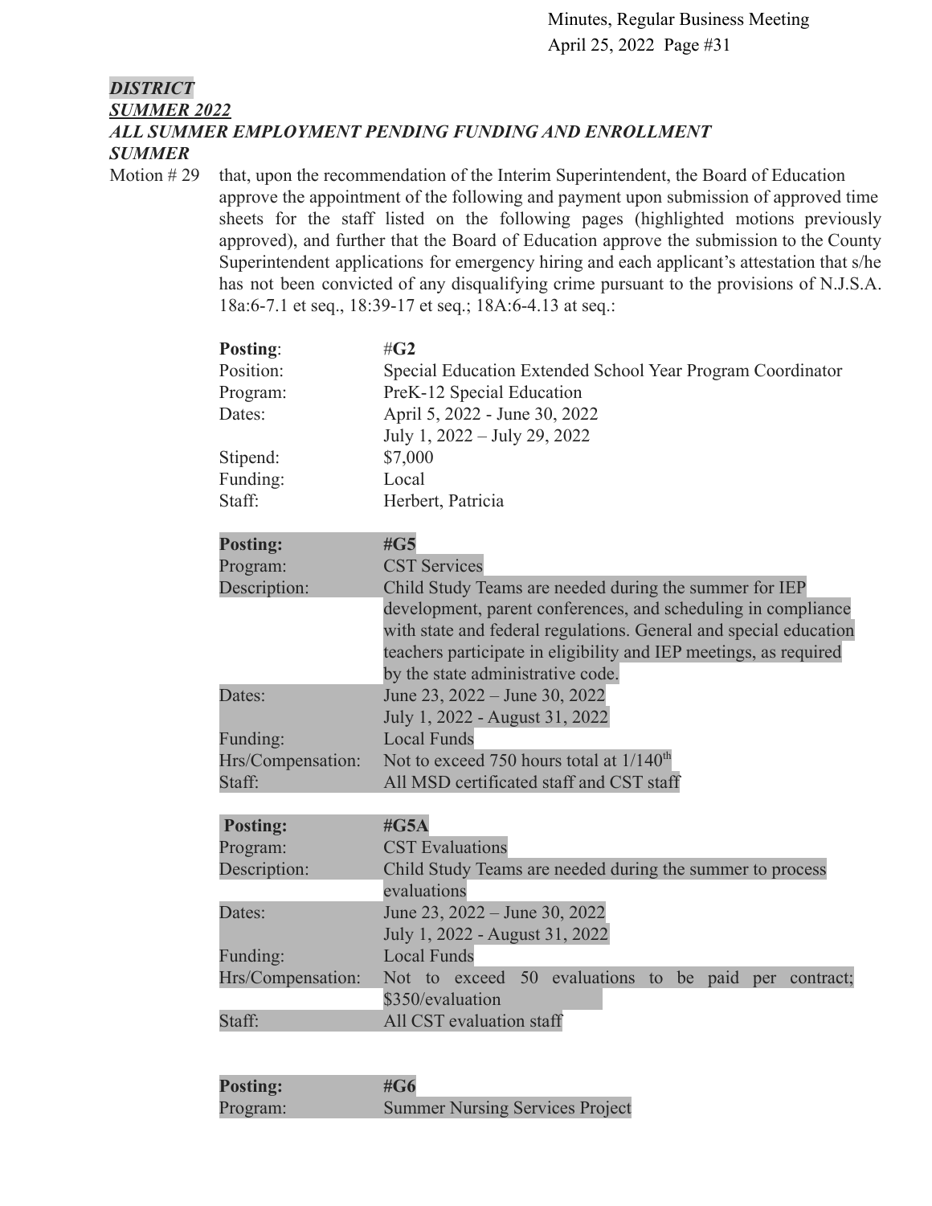***DISTRICT***
***SUMMER 2022***
***ALL SUMMER EMPLOYMENT PENDING FUNDING AND ENROLLMENT***
***SUMMER***

Motion # 29 that, upon the recommendation of the Interim Superintendent, the Board of Education approve the appointment of the following and payment upon submission of approved time sheets for the staff listed on the following pages (highlighted motions previously approved), and further that the Board of Education approve the submission to the County Superintendent applications for emergency hiring and each applicant's attestation that s/he has not been convicted of any disqualifying crime pursuant to the provisions of N.J.S.A. 18a:6-7.1 et seq., 18:39-17 et seq.; 18A:6-4.13 at seq.:

| | |
|---|---|
| **Posting**: | #**G2** |
| Position: | Special Education Extended School Year Program Coordinator |
| Program: | PreK-12 Special Education |
| Dates: | April 5, 2022 - June 30, 2022<br>July 1, 2022 – July 29, 2022 |
| Stipend: | $7,000 |
| Funding: | Local |
| Staff: | Herbert, Patricia |

| | |
|---|---|
| **Posting:** | **#G5** |
| Program: | CST Services |
| Description: | Child Study Teams are needed during the summer for IEP development, parent conferences, and scheduling in compliance with state and federal regulations. General and special education teachers participate in eligibility and IEP meetings, as required by the state administrative code. |
| Dates: | June 23, 2022 – June 30, 2022<br>July 1, 2022 - August 31, 2022 |
| Funding: | Local Funds |
| Hrs/Compensation: | Not to exceed 750 hours total at 1/140th |
| Staff: | All MSD certificated staff and CST staff |

| | |
|---|---|
| **Posting:** | **#G5A** |
| Program: | CST Evaluations |
| Description: | Child Study Teams are needed during the summer to process evaluations |
| Dates: | June 23, 2022 – June 30, 2022<br>July 1, 2022 - August 31, 2022 |
| Funding: | Local Funds |
| Hrs/Compensation: | Not to exceed 50 evaluations to be paid per contract; $350/evaluation |
| Staff: | All CST evaluation staff |

| | |
|---|---|
| **Posting:** | **#G6** |
| Program: | Summer Nursing Services Project |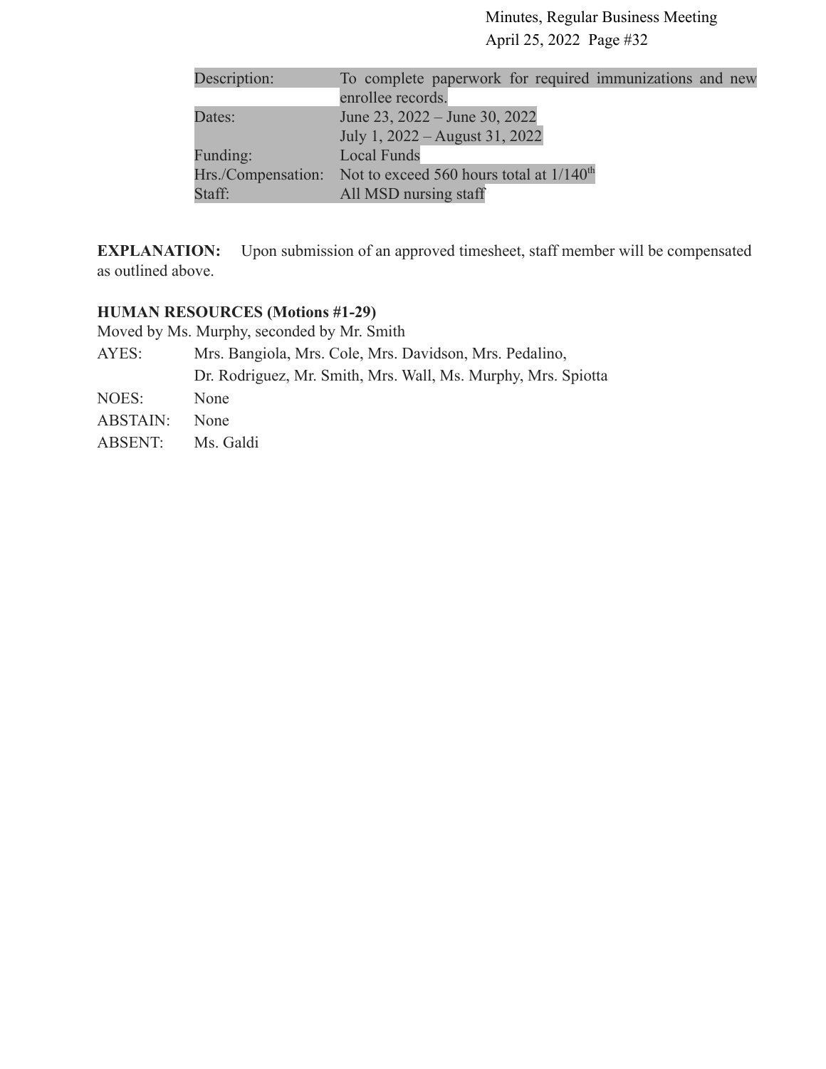| | |
|---|---|
| Description: | To complete paperwork for required immunizations and new enrollee records. |
| Dates: | June 23, 2022 – June 30, 2022<br>July 1, 2022 – August 31, 2022 |
| Funding: | Local Funds |
| Hrs./Compensation: | Not to exceed 560 hours total at 1/140th |
| Staff: | All MSD nursing staff |

**EXPLANATION:** Upon submission of an approved timesheet, staff member will be compensated as outlined above.

**HUMAN RESOURCES (Motions #1-29)**

Moved by Ms. Murphy, seconded by Mr. Smith

| | |
|---|---|
| AYES: | Mrs. Bangiola, Mrs. Cole, Mrs. Davidson, Mrs. Pedalino, Dr. Rodriguez, Mr. Smith, Mrs. Wall, Ms. Murphy, Mrs. Spiotta |
| NOES: | None |
| ABSTAIN: | None |
| ABSENT: | Ms. Galdi |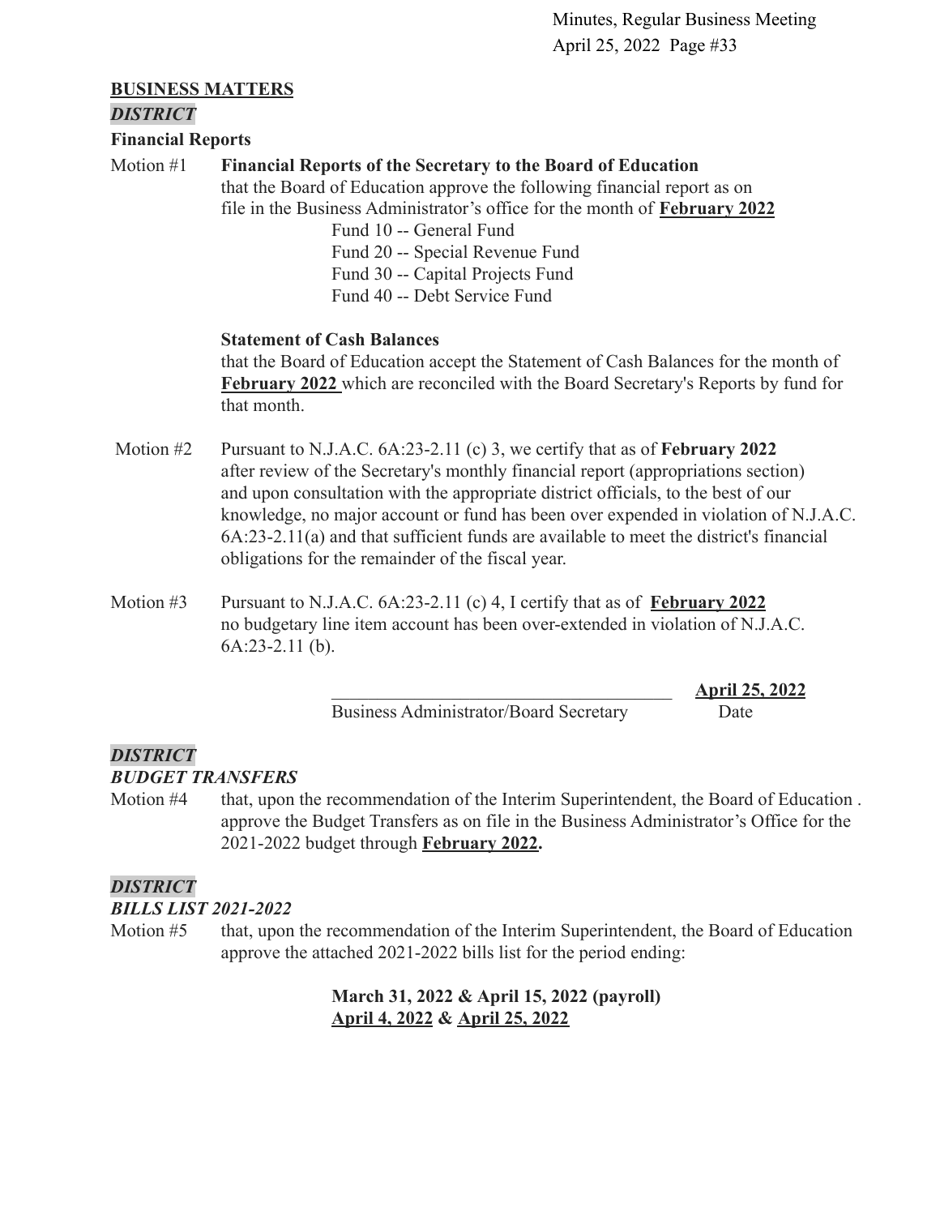**BUSINESS MATTERS**

***DISTRICT***

**Financial Reports**

Motion #1 **Financial Reports of the Secretary to the Board of Education**
that the Board of Education approve the following financial report as on file in the Business Administrator's office for the month of **February 2022**

Fund 10 -- General Fund
Fund 20 -- Special Revenue Fund
Fund 30 -- Capital Projects Fund
Fund 40 -- Debt Service Fund

**Statement of Cash Balances**
that the Board of Education accept the Statement of Cash Balances for the month of **February 2022** which are reconciled with the Board Secretary's Reports by fund for that month.

Motion #2 Pursuant to N.J.A.C. 6A:23-2.11 (c) 3, we certify that as of **February 2022** after review of the Secretary's monthly financial report (appropriations section) and upon consultation with the appropriate district officials, to the best of our knowledge, no major account or fund has been over expended in violation of N.J.A.C. 6A:23-2.11(a) and that sufficient funds are available to meet the district's financial obligations for the remainder of the fiscal year.

Motion #3 Pursuant to N.J.A.C. 6A:23-2.11 (c) 4, I certify that as of **February 2022** no budgetary line item account has been over-extended in violation of N.J.A.C. 6A:23-2.11 (b).

______________________________________ **April 25, 2022**
Business Administrator/Board Secretary Date

***DISTRICT***

***BUDGET TRANSFERS***

Motion #4 that, upon the recommendation of the Interim Superintendent, the Board of Education . approve the Budget Transfers as on file in the Business Administrator's Office for the 2021-2022 budget through **February 2022.**

***DISTRICT***

***BILLS LIST 2021-2022***

Motion #5 that, upon the recommendation of the Interim Superintendent, the Board of Education approve the attached 2021-2022 bills list for the period ending:

**March 31, 2022 & April 15, 2022 (payroll)**
**April 4, 2022 & April 25, 2022**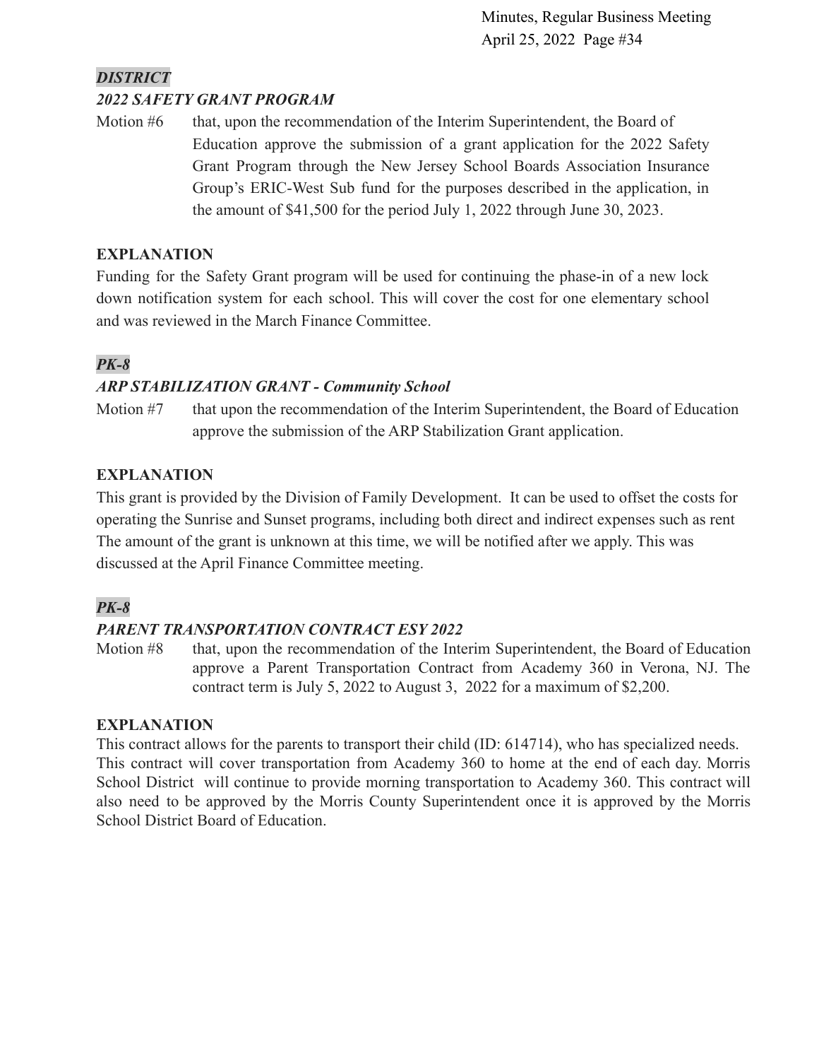***DISTRICT***

***2022 SAFETY GRANT PROGRAM***

Motion #6 that, upon the recommendation of the Interim Superintendent, the Board of Education approve the submission of a grant application for the 2022 Safety Grant Program through the New Jersey School Boards Association Insurance Group's ERIC-West Sub fund for the purposes described in the application, in the amount of $41,500 for the period July 1, 2022 through June 30, 2023.

**EXPLANATION**

Funding for the Safety Grant program will be used for continuing the phase-in of a new lock down notification system for each school. This will cover the cost for one elementary school and was reviewed in the March Finance Committee.

***PK-8***

***ARP STABILIZATION GRANT - Community School***

Motion #7 that upon the recommendation of the Interim Superintendent, the Board of Education approve the submission of the ARP Stabilization Grant application.

**EXPLANATION**

This grant is provided by the Division of Family Development. It can be used to offset the costs for operating the Sunrise and Sunset programs, including both direct and indirect expenses such as rent The amount of the grant is unknown at this time, we will be notified after we apply. This was discussed at the April Finance Committee meeting.

***PK-8***

***PARENT TRANSPORTATION CONTRACT ESY 2022***

Motion #8 that, upon the recommendation of the Interim Superintendent, the Board of Education approve a Parent Transportation Contract from Academy 360 in Verona, NJ. The contract term is July 5, 2022 to August 3, 2022 for a maximum of $2,200.

**EXPLANATION**

This contract allows for the parents to transport their child (ID: 614714), who has specialized needs. This contract will cover transportation from Academy 360 to home at the end of each day. Morris School District will continue to provide morning transportation to Academy 360. This contract will also need to be approved by the Morris County Superintendent once it is approved by the Morris School District Board of Education.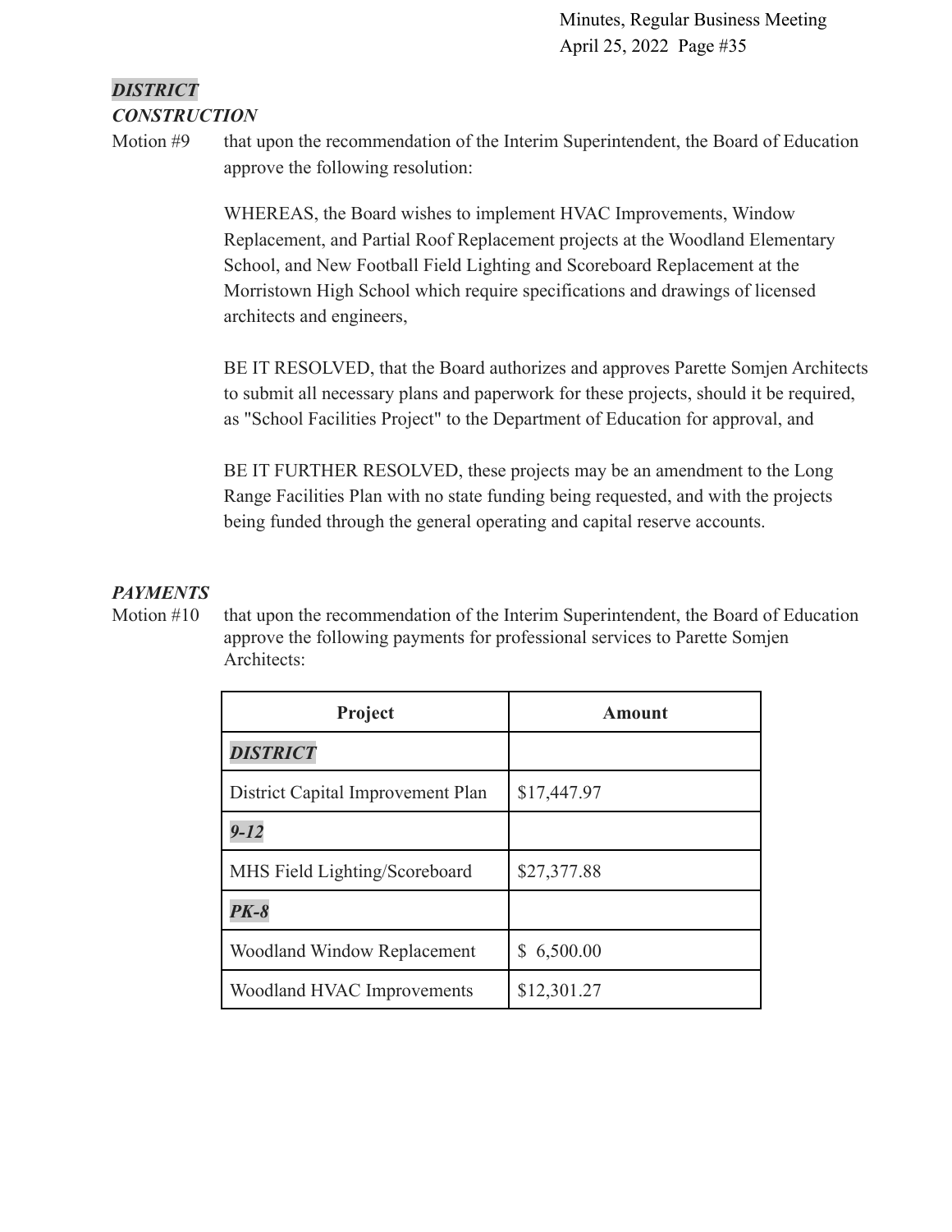***DISTRICT CONSTRUCTION***

Motion #9 that upon the recommendation of the Interim Superintendent, the Board of Education approve the following resolution:

WHEREAS, the Board wishes to implement HVAC Improvements, Window Replacement, and Partial Roof Replacement projects at the Woodland Elementary School, and New Football Field Lighting and Scoreboard Replacement at the Morristown High School which require specifications and drawings of licensed architects and engineers,

BE IT RESOLVED, that the Board authorizes and approves Parette Somjen Architects to submit all necessary plans and paperwork for these projects, should it be required, as "School Facilities Project" to the Department of Education for approval, and

BE IT FURTHER RESOLVED, these projects may be an amendment to the Long Range Facilities Plan with no state funding being requested, and with the projects being funded through the general operating and capital reserve accounts.

***PAYMENTS***

Motion #10 that upon the recommendation of the Interim Superintendent, the Board of Education approve the following payments for professional services to Parette Somjen Architects:

| Project | Amount |
|---|---|
| ***DISTRICT*** | |
| District Capital Improvement Plan | $17,447.97 |
| ***9-12*** | |
| MHS Field Lighting/Scoreboard | $27,377.88 |
| ***PK-8*** | |
| Woodland Window Replacement | $ 6,500.00 |
| Woodland HVAC Improvements | $12,301.27 |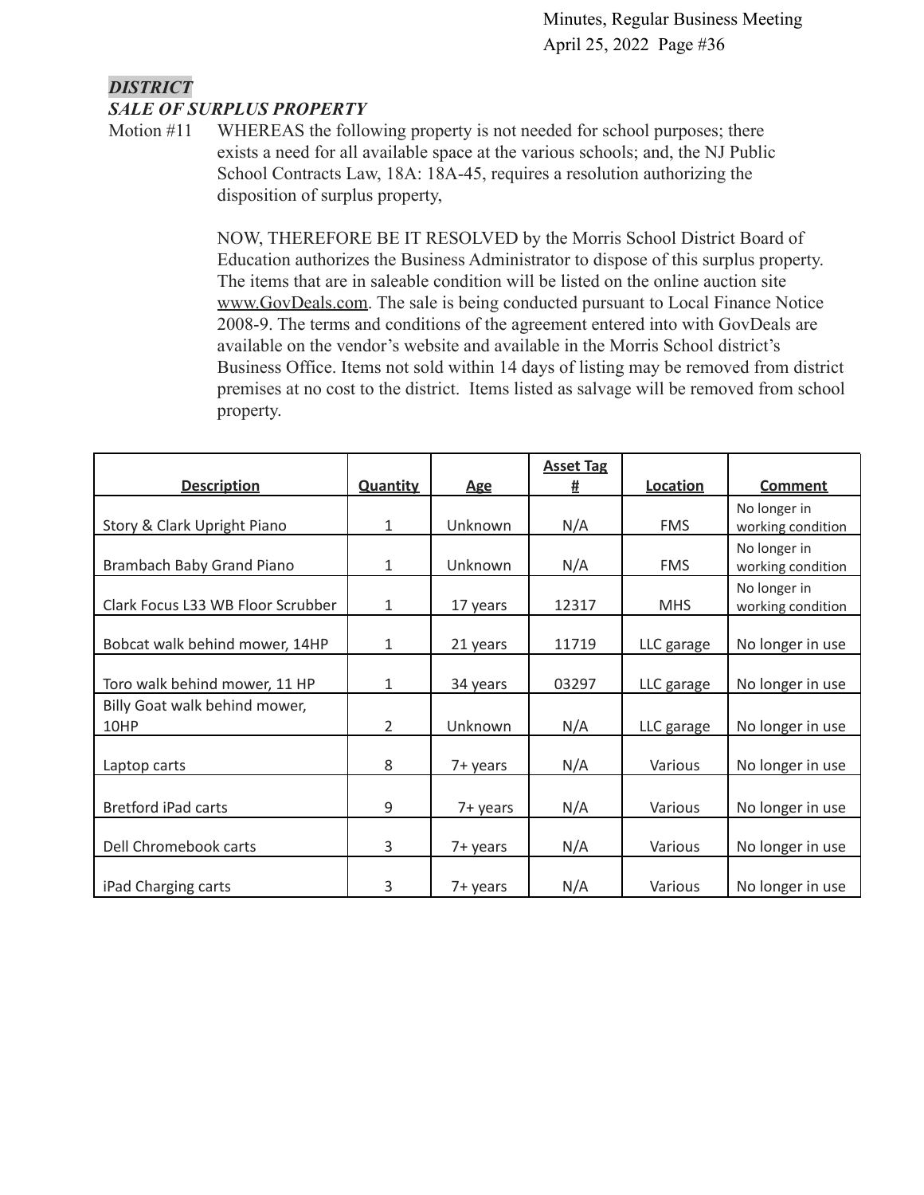***DISTRICT***
***SALE OF SURPLUS PROPERTY***

Motion #11 WHEREAS the following property is not needed for school purposes; there exists a need for all available space at the various schools; and, the NJ Public School Contracts Law, 18A: 18A-45, requires a resolution authorizing the disposition of surplus property,

NOW, THEREFORE BE IT RESOLVED by the Morris School District Board of Education authorizes the Business Administrator to dispose of this surplus property. The items that are in saleable condition will be listed on the online auction site www.GovDeals.com. The sale is being conducted pursuant to Local Finance Notice 2008-9. The terms and conditions of the agreement entered into with GovDeals are available on the vendor's website and available in the Morris School district's Business Office. Items not sold within 14 days of listing may be removed from district premises at no cost to the district. Items listed as salvage will be removed from school property.

| Description | Quantity | Age | Asset Tag # | Location | Comment |
|---|---|---|---|---|---|
| Story & Clark Upright Piano | 1 | Unknown | N/A | FMS | No longer in working condition |
| Brambach Baby Grand Piano | 1 | Unknown | N/A | FMS | No longer in working condition |
| Clark Focus L33 WB Floor Scrubber | 1 | 17 years | 12317 | MHS | No longer in working condition |
| Bobcat walk behind mower, 14HP | 1 | 21 years | 11719 | LLC garage | No longer in use |
| Toro walk behind mower, 11 HP | 1 | 34 years | 03297 | LLC garage | No longer in use |
| Billy Goat walk behind mower, 10HP | 2 | Unknown | N/A | LLC garage | No longer in use |
| Laptop carts | 8 | 7+ years | N/A | Various | No longer in use |
| Bretford iPad carts | 9 | 7+ years | N/A | Various | No longer in use |
| Dell Chromebook carts | 3 | 7+ years | N/A | Various | No longer in use |
| iPad Charging carts | 3 | 7+ years | N/A | Various | No longer in use |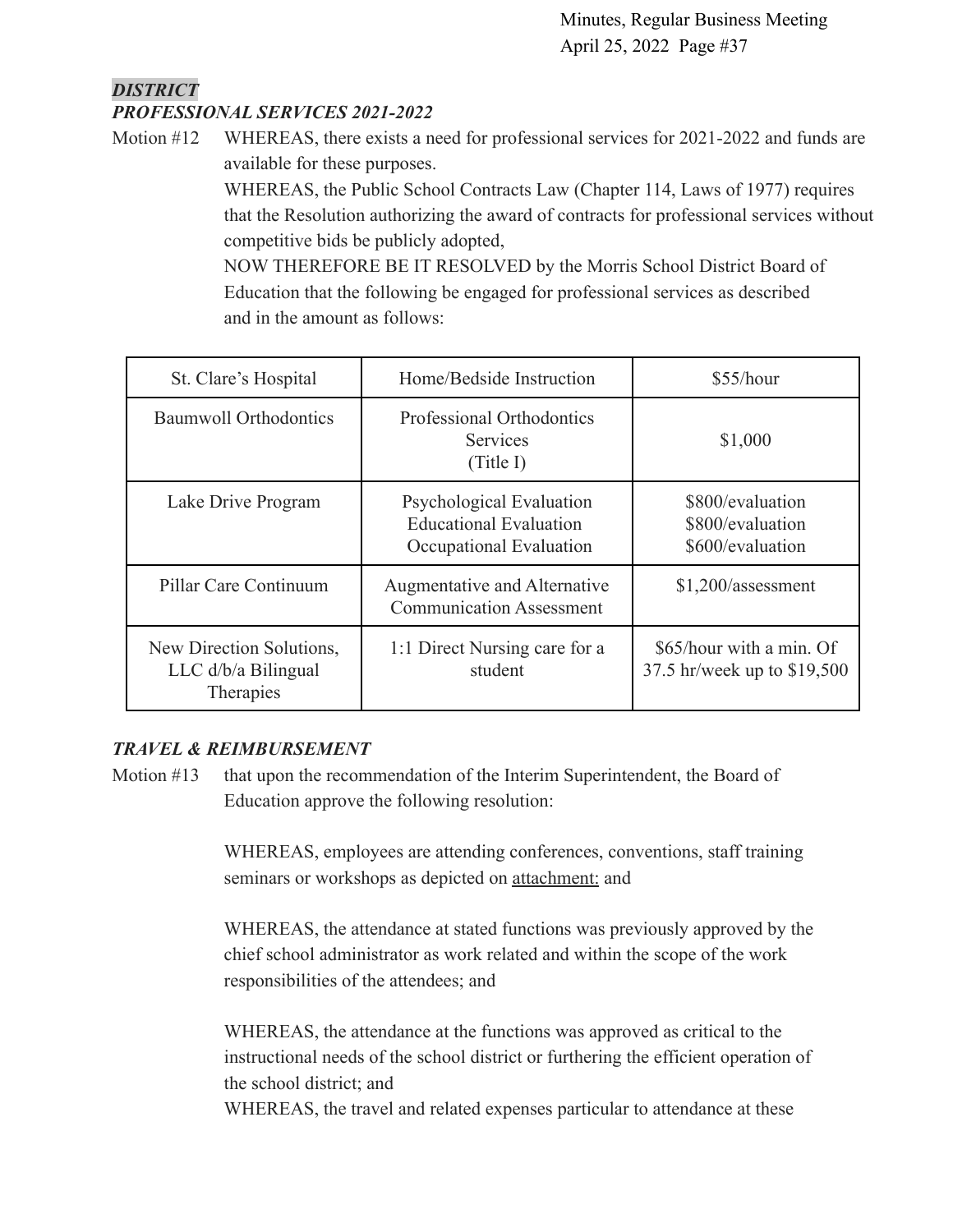***DISTRICT***
***PROFESSIONAL SERVICES 2021-2022***

Motion #12 WHEREAS, there exists a need for professional services for 2021-2022 and funds are available for these purposes.

WHEREAS, the Public School Contracts Law (Chapter 114, Laws of 1977) requires that the Resolution authorizing the award of contracts for professional services without competitive bids be publicly adopted,

NOW THEREFORE BE IT RESOLVED by the Morris School District Board of Education that the following be engaged for professional services as described and in the amount as follows:

| | | |
|---|---|---|
| St. Clare's Hospital | Home/Bedside Instruction | $55/hour |
| Baumwoll Orthodontics | Professional Orthodontics Services (Title I) | $1,000 |
| Lake Drive Program | Psychological Evaluation<br>Educational Evaluation<br>Occupational Evaluation | $800/evaluation<br>$800/evaluation<br>$600/evaluation |
| Pillar Care Continuum | Augmentative and Alternative Communication Assessment | $1,200/assessment |
| New Direction Solutions, LLC d/b/a Bilingual Therapies | 1:1 Direct Nursing care for a student | $65/hour with a min. Of 37.5 hr/week up to $19,500 |

***TRAVEL & REIMBURSEMENT***

Motion #13 that upon the recommendation of the Interim Superintendent, the Board of Education approve the following resolution:

WHEREAS, employees are attending conferences, conventions, staff training seminars or workshops as depicted on attachment: and

WHEREAS, the attendance at stated functions was previously approved by the chief school administrator as work related and within the scope of the work responsibilities of the attendees; and

WHEREAS, the attendance at the functions was approved as critical to the instructional needs of the school district or furthering the efficient operation of the school district; and

WHEREAS, the travel and related expenses particular to attendance at these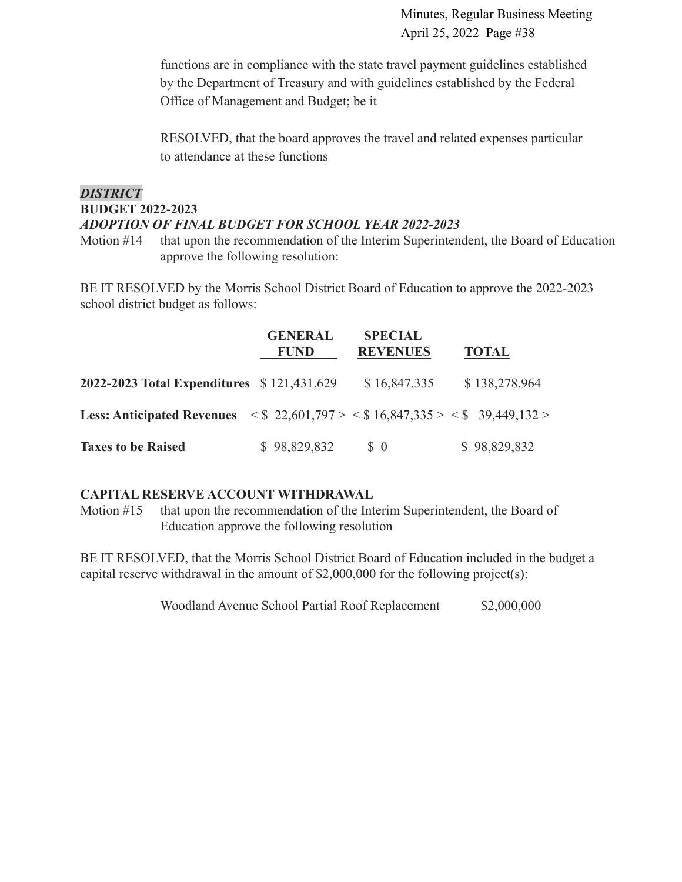functions are in compliance with the state travel payment guidelines established by the Department of Treasury and with guidelines established by the Federal Office of Management and Budget; be it

RESOLVED, that the board approves the travel and related expenses particular to attendance at these functions

***DISTRICT***

**BUDGET 2022-2023**

***ADOPTION OF FINAL BUDGET FOR SCHOOL YEAR 2022-2023***

Motion #14 that upon the recommendation of the Interim Superintendent, the Board of Education approve the following resolution:

BE IT RESOLVED by the Morris School District Board of Education to approve the 2022-2023 school district budget as follows:

| | **GENERAL FUND** | **SPECIAL REVENUES** | **TOTAL** |
|---|---|---|---|
| **2022-2023 Total Expenditures** | $ 121,431,629 | $ 16,847,335 | $ 138,278,964 |
| **Less: Anticipated Revenues** | < $ 22,601,797 > | < $ 16,847,335 > | < $ 39,449,132 > |
| **Taxes to be Raised** | $ 98,829,832 | $ 0 | $ 98,829,832 |

**CAPITAL RESERVE ACCOUNT WITHDRAWAL**

Motion #15 that upon the recommendation of the Interim Superintendent, the Board of Education approve the following resolution

BE IT RESOLVED, that the Morris School District Board of Education included in the budget a capital reserve withdrawal in the amount of $2,000,000 for the following project(s):

Woodland Avenue School Partial Roof Replacement $2,000,000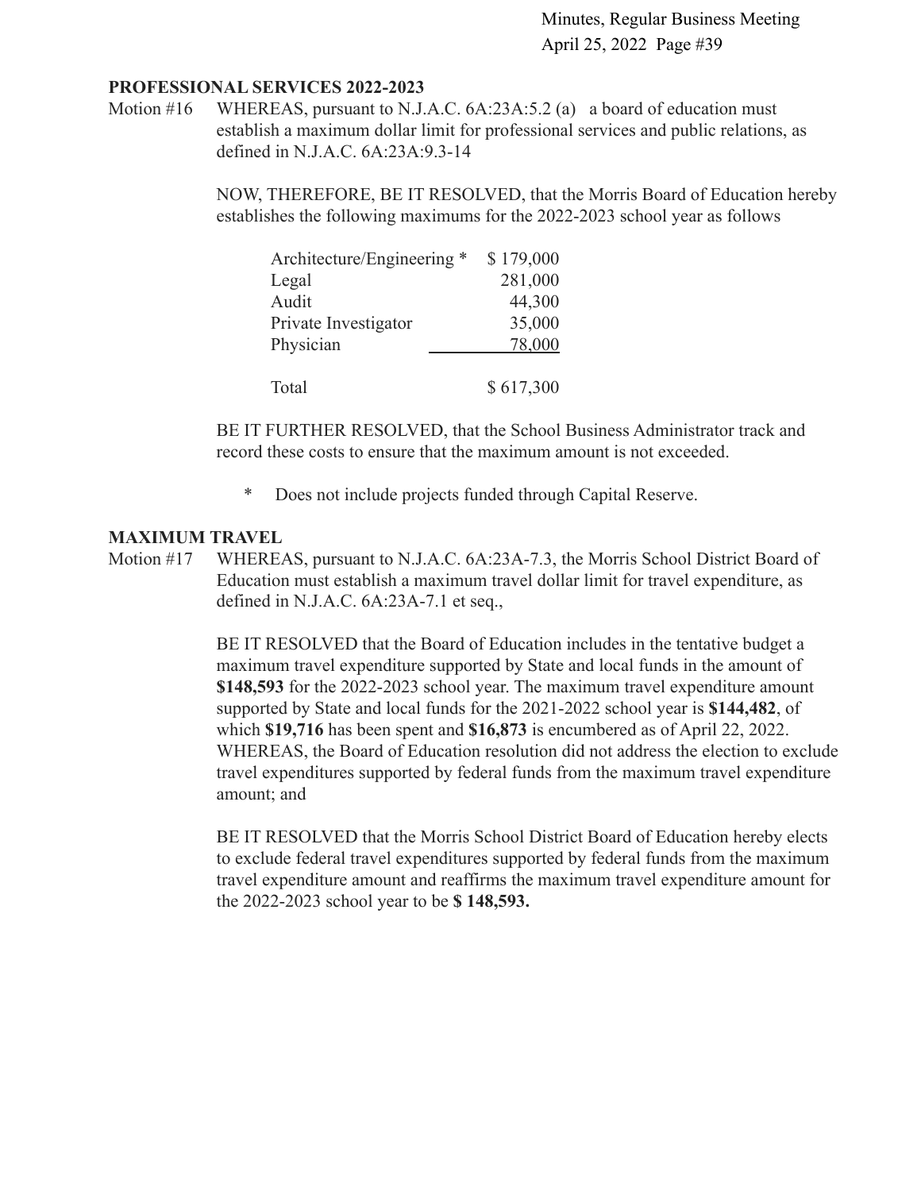**PROFESSIONAL SERVICES 2022-2023**

Motion #16 WHEREAS, pursuant to N.J.A.C. 6A:23A:5.2 (a) a board of education must establish a maximum dollar limit for professional services and public relations, as defined in N.J.A.C. 6A:23A:9.3-14

NOW, THEREFORE, BE IT RESOLVED, that the Morris Board of Education hereby establishes the following maximums for the 2022-2023 school year as follows

| | |
|---|---|
| Architecture/Engineering * | $ 179,000 |
| Legal | 281,000 |
| Audit | 44,300 |
| Private Investigator | 35,000 |
| Physician | 78,000 |
| Total | $ 617,300 |

BE IT FURTHER RESOLVED, that the School Business Administrator track and record these costs to ensure that the maximum amount is not exceeded.

\* Does not include projects funded through Capital Reserve.

**MAXIMUM TRAVEL**

Motion #17 WHEREAS, pursuant to N.J.A.C. 6A:23A-7.3, the Morris School District Board of Education must establish a maximum travel dollar limit for travel expenditure, as defined in N.J.A.C. 6A:23A-7.1 et seq.,

BE IT RESOLVED that the Board of Education includes in the tentative budget a maximum travel expenditure supported by State and local funds in the amount of **$148,593** for the 2022-2023 school year. The maximum travel expenditure amount supported by State and local funds for the 2021-2022 school year is **$144,482**, of which **$19,716** has been spent and **$16,873** is encumbered as of April 22, 2022. WHEREAS, the Board of Education resolution did not address the election to exclude travel expenditures supported by federal funds from the maximum travel expenditure amount; and

BE IT RESOLVED that the Morris School District Board of Education hereby elects to exclude federal travel expenditures supported by federal funds from the maximum travel expenditure amount and reaffirms the maximum travel expenditure amount for the 2022-2023 school year to be **$ 148,593.**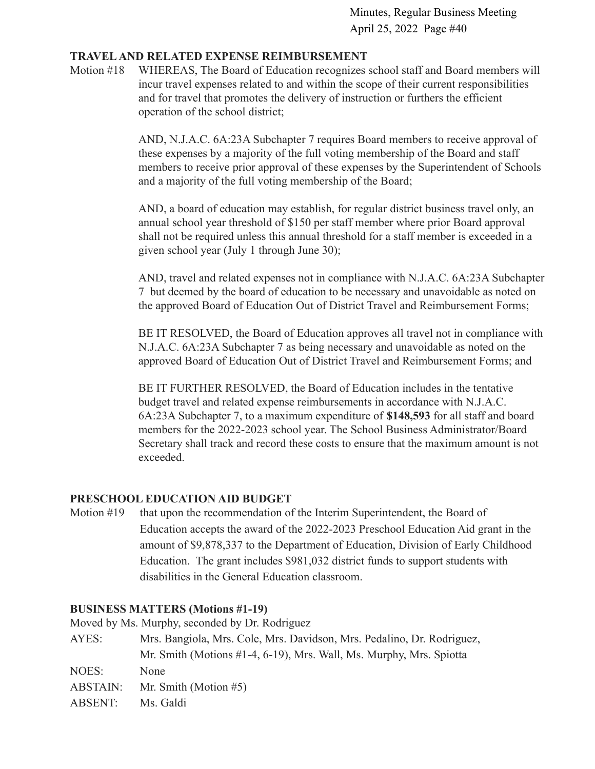**TRAVEL AND RELATED EXPENSE REIMBURSEMENT**

Motion #18 WHEREAS, The Board of Education recognizes school staff and Board members will incur travel expenses related to and within the scope of their current responsibilities and for travel that promotes the delivery of instruction or furthers the efficient operation of the school district;

AND, N.J.A.C. 6A:23A Subchapter 7 requires Board members to receive approval of these expenses by a majority of the full voting membership of the Board and staff members to receive prior approval of these expenses by the Superintendent of Schools and a majority of the full voting membership of the Board;

AND, a board of education may establish, for regular district business travel only, an annual school year threshold of $150 per staff member where prior Board approval shall not be required unless this annual threshold for a staff member is exceeded in a given school year (July 1 through June 30);

AND, travel and related expenses not in compliance with N.J.A.C. 6A:23A Subchapter 7 but deemed by the board of education to be necessary and unavoidable as noted on the approved Board of Education Out of District Travel and Reimbursement Forms;

BE IT RESOLVED, the Board of Education approves all travel not in compliance with N.J.A.C. 6A:23A Subchapter 7 as being necessary and unavoidable as noted on the approved Board of Education Out of District Travel and Reimbursement Forms; and

BE IT FURTHER RESOLVED, the Board of Education includes in the tentative budget travel and related expense reimbursements in accordance with N.J.A.C. 6A:23A Subchapter 7, to a maximum expenditure of **$148,593** for all staff and board members for the 2022-2023 school year. The School Business Administrator/Board Secretary shall track and record these costs to ensure that the maximum amount is not exceeded.

**PRESCHOOL EDUCATION AID BUDGET**

Motion #19 that upon the recommendation of the Interim Superintendent, the Board of Education accepts the award of the 2022-2023 Preschool Education Aid grant in the amount of $9,878,337 to the Department of Education, Division of Early Childhood Education. The grant includes $981,032 district funds to support students with disabilities in the General Education classroom.

**BUSINESS MATTERS (Motions #1-19)**

Moved by Ms. Murphy, seconded by Dr. Rodriguez

AYES: Mrs. Bangiola, Mrs. Cole, Mrs. Davidson, Mrs. Pedalino, Dr. Rodriguez, Mr. Smith (Motions #1-4, 6-19), Mrs. Wall, Ms. Murphy, Mrs. Spiotta

NOES: None

ABSTAIN: Mr. Smith (Motion #5)

ABSENT: Ms. Galdi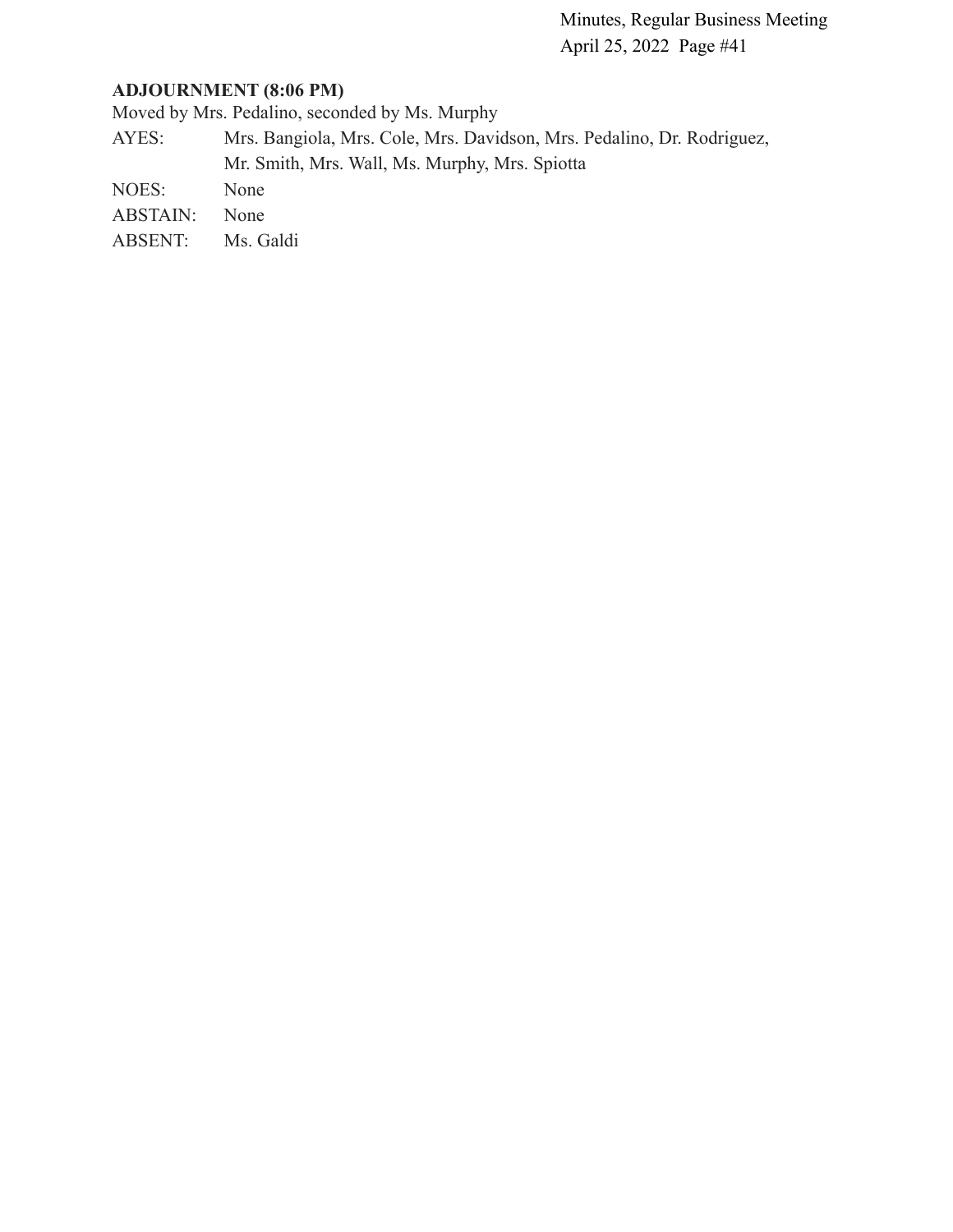**ADJOURNMENT (8:06 PM)**

Moved by Mrs. Pedalino, seconded by Ms. Murphy

| | |
|---|---|
| AYES: | Mrs. Bangiola, Mrs. Cole, Mrs. Davidson, Mrs. Pedalino, Dr. Rodriguez, Mr. Smith, Mrs. Wall, Ms. Murphy, Mrs. Spiotta |
| NOES: | None |
| ABSTAIN: | None |
| ABSENT: | Ms. Galdi |